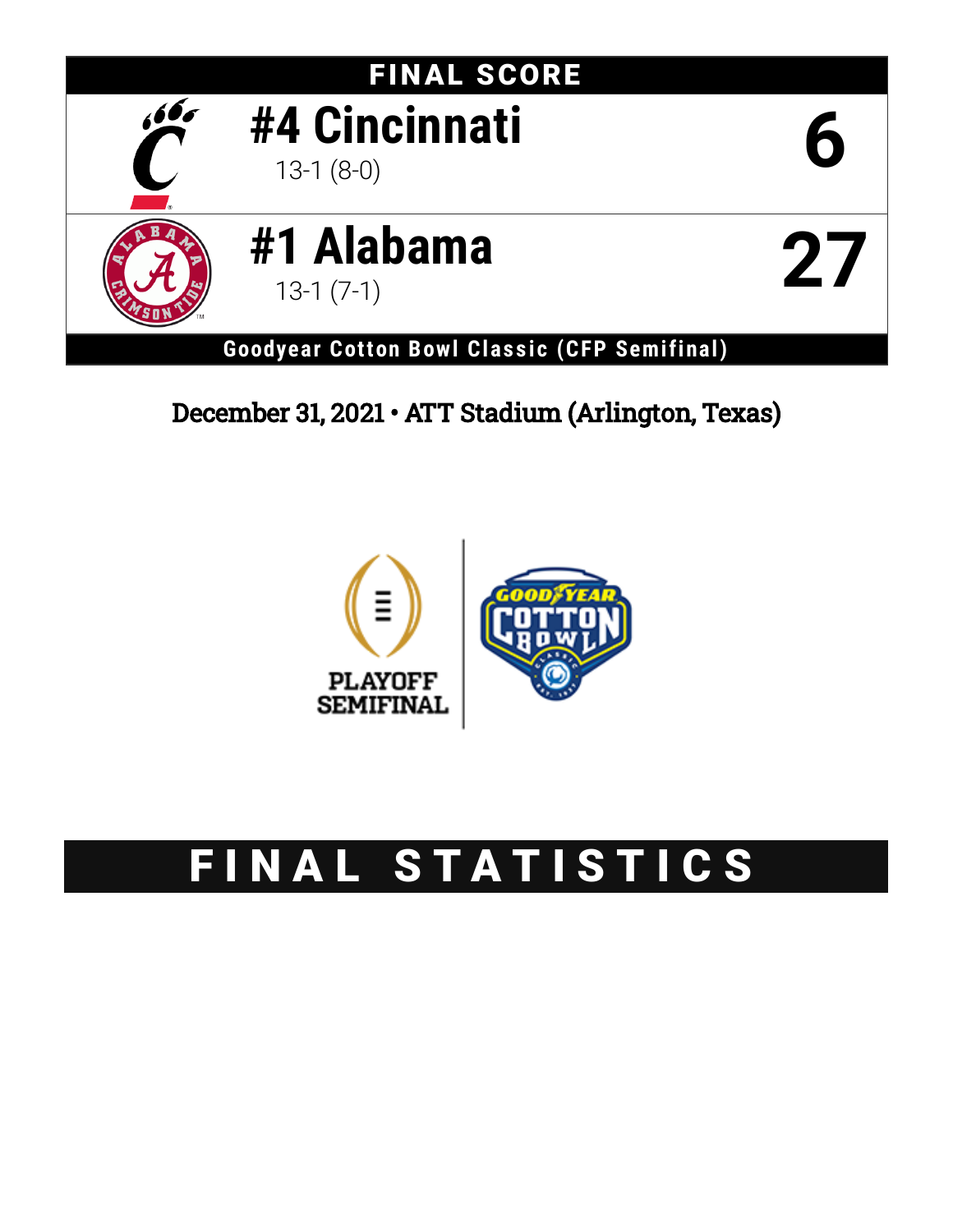# FINAL SCORE

| Team | Record | Score |
| --- | --- | --- |
| #4 Cincinnati | 13-1 (8-0) | 6 |
| #1 Alabama | 13-1 (7-1) | 27 |

**Goodyear Cotton Bowl Classic (CFP Semifinal)**

December 31, 2021 • ATT Stadium (Arlington, Texas)

PLAYOFF SEMIFINAL

# FINAL STATISTICS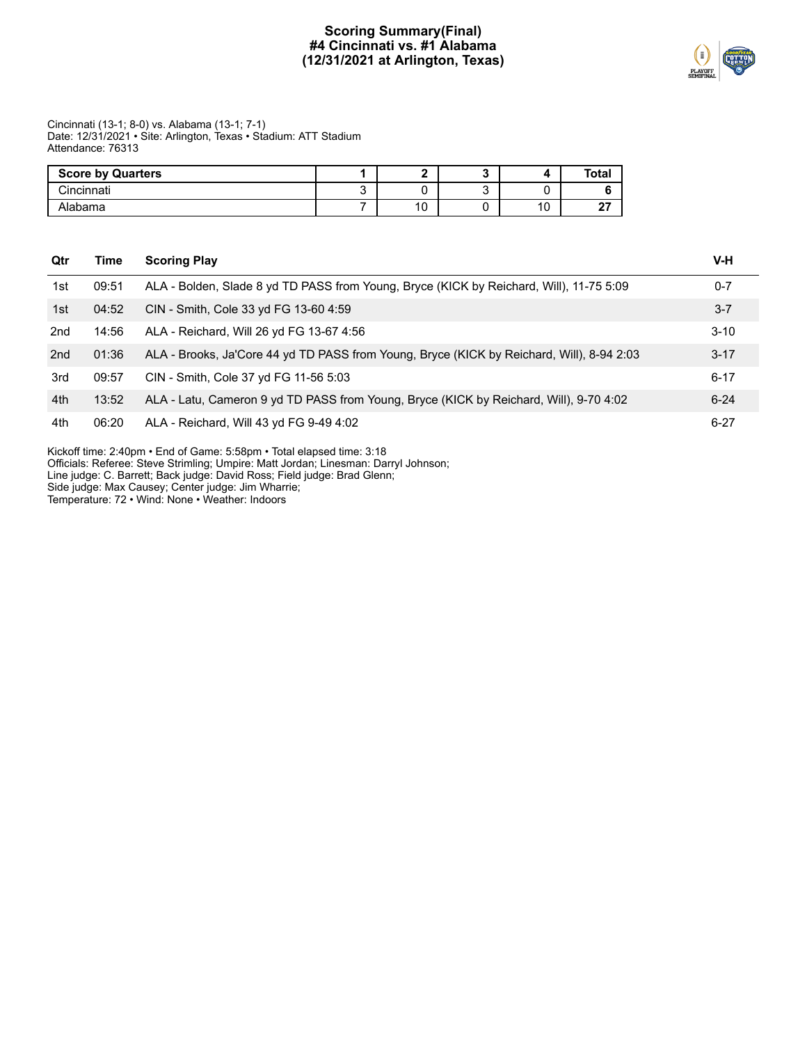# Scoring Summary(Final)
## #4 Cincinnati vs. #1 Alabama
## (12/31/2021 at Arlington, Texas)

Cincinnati (13-1; 8-0) vs. Alabama (13-1; 7-1)
Date: 12/31/2021 • Site: Arlington, Texas • Stadium: ATT Stadium
Attendance: 76313

| Score by Quarters | 1 | 2 | 3 | 4 | Total |
|---|---|---|---|---|---|
| Cincinnati | 3 | 0 | 3 | 0 | **6** |
| Alabama | 7 | 10 | 0 | 10 | **27** |

| Qtr | Time | Scoring Play | V-H |
|---|---|---|---|
| 1st | 09:51 | ALA - Bolden, Slade 8 yd TD PASS from Young, Bryce (KICK by Reichard, Will), 11-75 5:09 | 0-7 |
| 1st | 04:52 | CIN - Smith, Cole 33 yd FG 13-60 4:59 | 3-7 |
| 2nd | 14:56 | ALA - Reichard, Will 26 yd FG 13-67 4:56 | 3-10 |
| 2nd | 01:36 | ALA - Brooks, Ja'Core 44 yd TD PASS from Young, Bryce (KICK by Reichard, Will), 8-94 2:03 | 3-17 |
| 3rd | 09:57 | CIN - Smith, Cole 37 yd FG 11-56 5:03 | 6-17 |
| 4th | 13:52 | ALA - Latu, Cameron 9 yd TD PASS from Young, Bryce (KICK by Reichard, Will), 9-70 4:02 | 6-24 |
| 4th | 06:20 | ALA - Reichard, Will 43 yd FG 9-49 4:02 | 6-27 |

Kickoff time: 2:40pm • End of Game: 5:58pm • Total elapsed time: 3:18
Officials: Referee: Steve Strimling; Umpire: Matt Jordan; Linesman: Darryl Johnson;
Line judge: C. Barrett; Back judge: David Ross; Field judge: Brad Glenn;
Side judge: Max Causey; Center judge: Jim Wharrie;
Temperature: 72 • Wind: None • Weather: Indoors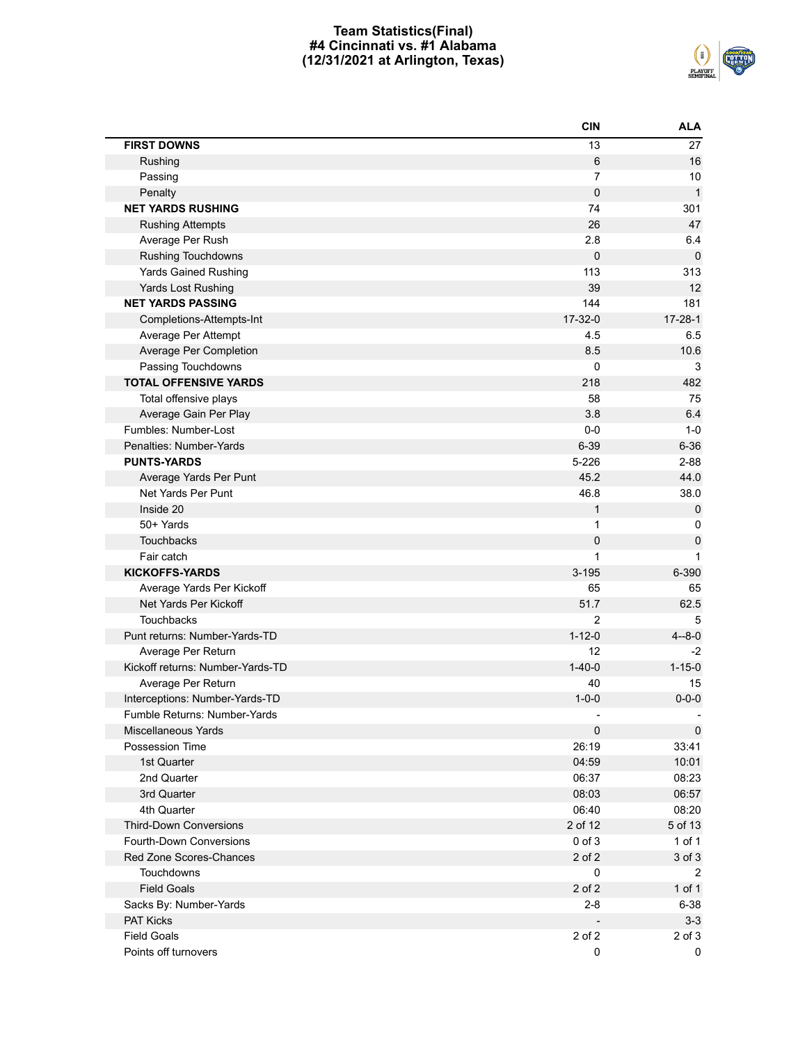# Team Statistics(Final)
## #4 Cincinnati vs. #1 Alabama
## (12/31/2021 at Arlington, Texas)

| | CIN | ALA |
|---|---|---|
| **FIRST DOWNS** | 13 | 27 |
| Rushing | 6 | 16 |
| Passing | 7 | 10 |
| Penalty | 0 | 1 |
| **NET YARDS RUSHING** | 74 | 301 |
| Rushing Attempts | 26 | 47 |
| Average Per Rush | 2.8 | 6.4 |
| Rushing Touchdowns | 0 | 0 |
| Yards Gained Rushing | 113 | 313 |
| Yards Lost Rushing | 39 | 12 |
| **NET YARDS PASSING** | 144 | 181 |
| Completions-Attempts-Int | 17-32-0 | 17-28-1 |
| Average Per Attempt | 4.5 | 6.5 |
| Average Per Completion | 8.5 | 10.6 |
| Passing Touchdowns | 0 | 3 |
| **TOTAL OFFENSIVE YARDS** | 218 | 482 |
| Total offensive plays | 58 | 75 |
| Average Gain Per Play | 3.8 | 6.4 |
| Fumbles: Number-Lost | 0-0 | 1-0 |
| Penalties: Number-Yards | 6-39 | 6-36 |
| **PUNTS-YARDS** | 5-226 | 2-88 |
| Average Yards Per Punt | 45.2 | 44.0 |
| Net Yards Per Punt | 46.8 | 38.0 |
| Inside 20 | 1 | 0 |
| 50+ Yards | 1 | 0 |
| Touchbacks | 0 | 0 |
| Fair catch | 1 | 1 |
| **KICKOFFS-YARDS** | 3-195 | 6-390 |
| Average Yards Per Kickoff | 65 | 65 |
| Net Yards Per Kickoff | 51.7 | 62.5 |
| Touchbacks | 2 | 5 |
| Punt returns: Number-Yards-TD | 1-12-0 | 4--8-0 |
| Average Per Return | 12 | -2 |
| Kickoff returns: Number-Yards-TD | 1-40-0 | 1-15-0 |
| Average Per Return | 40 | 15 |
| Interceptions: Number-Yards-TD | 1-0-0 | 0-0-0 |
| Fumble Returns: Number-Yards | - | - |
| Miscellaneous Yards | 0 | 0 |
| Possession Time | 26:19 | 33:41 |
| 1st Quarter | 04:59 | 10:01 |
| 2nd Quarter | 06:37 | 08:23 |
| 3rd Quarter | 08:03 | 06:57 |
| 4th Quarter | 06:40 | 08:20 |
| Third-Down Conversions | 2 of 12 | 5 of 13 |
| Fourth-Down Conversions | 0 of 3 | 1 of 1 |
| Red Zone Scores-Chances | 2 of 2 | 3 of 3 |
| Touchdowns | 0 | 2 |
| Field Goals | 2 of 2 | 1 of 1 |
| Sacks By: Number-Yards | 2-8 | 6-38 |
| PAT Kicks | - | 3-3 |
| Field Goals | 2 of 2 | 2 of 3 |
| Points off turnovers | 0 | 0 |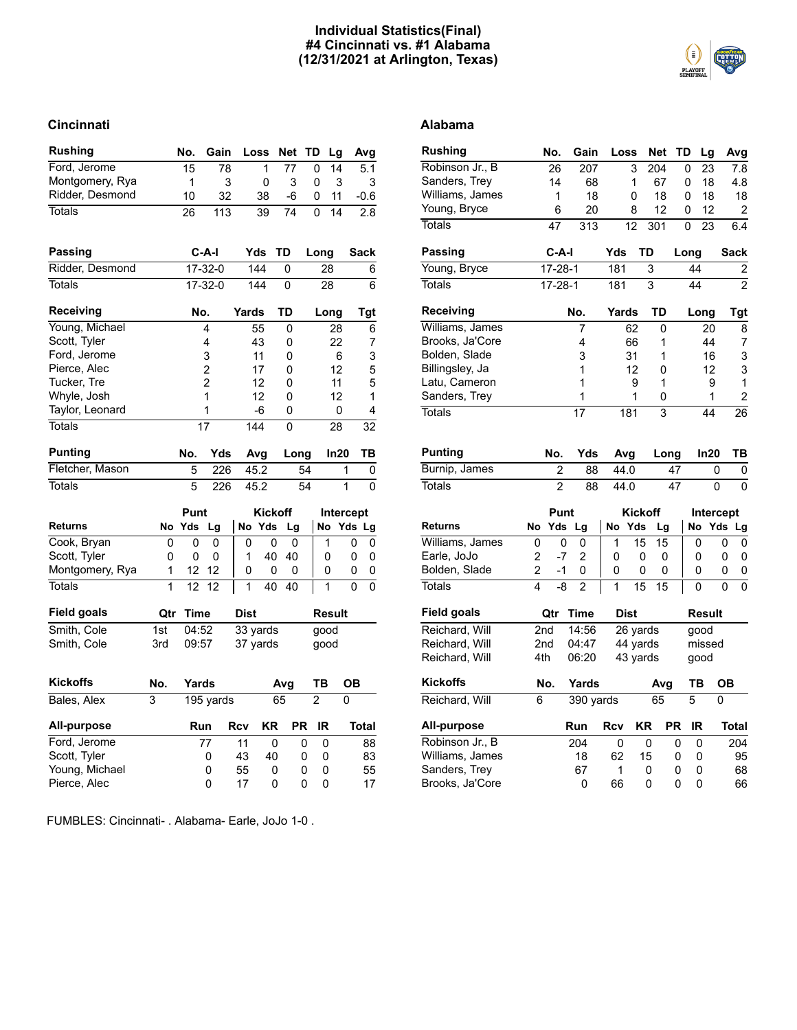# Individual Statistics(Final)
## #4 Cincinnati vs. #1 Alabama
## (12/31/2021 at Arlington, Texas)

## Cincinnati

| Rushing | No. | Gain | Loss | Net | TD | Lg | Avg |
|---|---|---|---|---|---|---|---|
| Ford, Jerome | 15 | 78 | 1 | 77 | 0 | 14 | 5.1 |
| Montgomery, Rya | 1 | 3 | 0 | 3 | 0 | 3 | 3 |
| Ridder, Desmond | 10 | 32 | 38 | -6 | 0 | 11 | -0.6 |
| Totals | 26 | 113 | 39 | 74 | 0 | 14 | 2.8 |

| Passing | C-A-I | Yds | TD | Long | Sack |
|---|---|---|---|---|---|
| Ridder, Desmond | 17-32-0 | 144 | 0 | 28 | 6 |
| Totals | 17-32-0 | 144 | 0 | 28 | 6 |

| Receiving | No. | Yards | TD | Long | Tgt |
|---|---|---|---|---|---|
| Young, Michael | 4 | 55 | 0 | 28 | 6 |
| Scott, Tyler | 4 | 43 | 0 | 22 | 7 |
| Ford, Jerome | 3 | 11 | 0 | 6 | 3 |
| Pierce, Alec | 2 | 17 | 0 | 12 | 5 |
| Tucker, Tre | 2 | 12 | 0 | 11 | 5 |
| Whyle, Josh | 1 | 12 | 0 | 12 | 1 |
| Taylor, Leonard | 1 | -6 | 0 | 0 | 4 |
| Totals | 17 | 144 | 0 | 28 | 32 |

| Punting | No. | Yds | Avg | Long | In20 | TB |
|---|---|---|---|---|---|---|
| Fletcher, Mason | 5 | 226 | 45.2 | 54 | 1 | 0 |
| Totals | 5 | 226 | 45.2 | 54 | 1 | 0 |

| | Punt | | | Kickoff | | | Intercept | | |
|---|---|---|---|---|---|---|---|---|---|
| Returns | No | Yds | Lg | No | Yds | Lg | No | Yds | Lg |
| Cook, Bryan | 0 | 0 | 0 | 0 | 0 | 0 | 1 | 0 | 0 |
| Scott, Tyler | 0 | 0 | 0 | 1 | 40 | 40 | 0 | 0 | 0 |
| Montgomery, Rya | 1 | 12 | 12 | 0 | 0 | 0 | 0 | 0 | 0 |
| Totals | 1 | 12 | 12 | 1 | 40 | 40 | 1 | 0 | 0 |

| Field goals | Qtr | Time | Dist | Result |
|---|---|---|---|---|
| Smith, Cole | 1st | 04:52 | 33 yards | good |
| Smith, Cole | 3rd | 09:57 | 37 yards | good |

| Kickoffs | No. | Yards | Avg | TB | OB |
|---|---|---|---|---|---|
| Bales, Alex | 3 | 195 yards | 65 | 2 | 0 |

| All-purpose | Run | Rcv | KR | PR | IR | Total |
|---|---|---|---|---|---|---|
| Ford, Jerome | 77 | 11 | 0 | 0 | 0 | 88 |
| Scott, Tyler | 0 | 43 | 40 | 0 | 0 | 83 |
| Young, Michael | 0 | 55 | 0 | 0 | 0 | 55 |
| Pierce, Alec | 0 | 17 | 0 | 0 | 0 | 17 |

## Alabama

| Rushing | No. | Gain | Loss | Net | TD | Lg | Avg |
|---|---|---|---|---|---|---|---|
| Robinson Jr., B | 26 | 207 | 3 | 204 | 0 | 23 | 7.8 |
| Sanders, Trey | 14 | 68 | 1 | 67 | 0 | 18 | 4.8 |
| Williams, James | 1 | 18 | 0 | 18 | 0 | 18 | 18 |
| Young, Bryce | 6 | 20 | 8 | 12 | 0 | 12 | 2 |
| Totals | 47 | 313 | 12 | 301 | 0 | 23 | 6.4 |

| Passing | C-A-I | Yds | TD | Long | Sack |
|---|---|---|---|---|---|
| Young, Bryce | 17-28-1 | 181 | 3 | 44 | 2 |
| Totals | 17-28-1 | 181 | 3 | 44 | 2 |

| Receiving | No. | Yards | TD | Long | Tgt |
|---|---|---|---|---|---|
| Williams, James | 7 | 62 | 0 | 20 | 8 |
| Brooks, Ja'Core | 4 | 66 | 1 | 44 | 7 |
| Bolden, Slade | 3 | 31 | 1 | 16 | 3 |
| Billingsley, Ja | 1 | 12 | 0 | 12 | 3 |
| Latu, Cameron | 1 | 9 | 1 | 9 | 1 |
| Sanders, Trey | 1 | 1 | 0 | 1 | 2 |
| Totals | 17 | 181 | 3 | 44 | 26 |

| Punting | No. | Yds | Avg | Long | In20 | TB |
|---|---|---|---|---|---|---|
| Burnip, James | 2 | 88 | 44.0 | 47 | 0 | 0 |
| Totals | 2 | 88 | 44.0 | 47 | 0 | 0 |

| | Punt | | | Kickoff | | | Intercept | | |
|---|---|---|---|---|---|---|---|---|---|
| Returns | No | Yds | Lg | No | Yds | Lg | No | Yds | Lg |
| Williams, James | 0 | 0 | 0 | 1 | 15 | 15 | 0 | 0 | 0 |
| Earle, JoJo | 2 | -7 | 2 | 0 | 0 | 0 | 0 | 0 | 0 |
| Bolden, Slade | 2 | -1 | 0 | 0 | 0 | 0 | 0 | 0 | 0 |
| Totals | 4 | -8 | 2 | 1 | 15 | 15 | 0 | 0 | 0 |

| Field goals | Qtr | Time | Dist | Result |
|---|---|---|---|---|
| Reichard, Will | 2nd | 14:56 | 26 yards | good |
| Reichard, Will | 2nd | 04:47 | 44 yards | missed |
| Reichard, Will | 4th | 06:20 | 43 yards | good |

| Kickoffs | No. | Yards | Avg | TB | OB |
|---|---|---|---|---|---|
| Reichard, Will | 6 | 390 yards | 65 | 5 | 0 |

| All-purpose | Run | Rcv | KR | PR | IR | Total |
|---|---|---|---|---|---|---|
| Robinson Jr., B | 204 | 0 | 0 | 0 | 0 | 204 |
| Williams, James | 18 | 62 | 15 | 0 | 0 | 95 |
| Sanders, Trey | 67 | 1 | 0 | 0 | 0 | 68 |
| Brooks, Ja'Core | 0 | 66 | 0 | 0 | 0 | 66 |

FUMBLES: Cincinnati- . Alabama- Earle, JoJo 1-0 .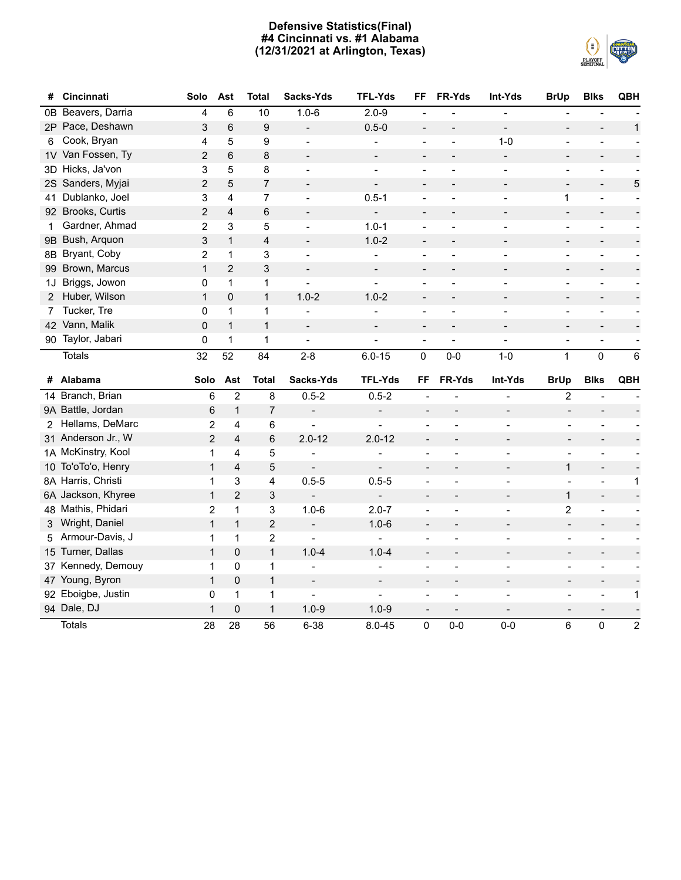# Defensive Statistics(Final)
## #4 Cincinnati vs. #1 Alabama
## (12/31/2021 at Arlington, Texas)

| # | Cincinnati | Solo | Ast | Total | Sacks-Yds | TFL-Yds | FF | FR-Yds | Int-Yds | BrUp | Blks | QBH |
|---|---|---|---|---|---|---|---|---|---|---|---|---|
| 0B | Beavers, Darria | 4 | 6 | 10 | 1.0-6 | 2.0-9 | - | - | - | - | - | - |
| 2P | Pace, Deshawn | 3 | 6 | 9 | - | 0.5-0 | - | - | - | - | - | 1 |
| 6 | Cook, Bryan | 4 | 5 | 9 | - | - | - | - | 1-0 | - | - | - |
| 1V | Van Fossen, Ty | 2 | 6 | 8 | - | - | - | - | - | - | - | - |
| 3D | Hicks, Ja'von | 3 | 5 | 8 | - | - | - | - | - | - | - | - |
| 2S | Sanders, Myjai | 2 | 5 | 7 | - | - | - | - | - | - | - | 5 |
| 41 | Dublanko, Joel | 3 | 4 | 7 | - | 0.5-1 | - | - | - | 1 | - | - |
| 92 | Brooks, Curtis | 2 | 4 | 6 | - | - | - | - | - | - | - | - |
| 1 | Gardner, Ahmad | 2 | 3 | 5 | - | 1.0-1 | - | - | - | - | - | - |
| 9B | Bush, Arquon | 3 | 1 | 4 | - | 1.0-2 | - | - | - | - | - | - |
| 8B | Bryant, Coby | 2 | 1 | 3 | - | - | - | - | - | - | - | - |
| 99 | Brown, Marcus | 1 | 2 | 3 | - | - | - | - | - | - | - | - |
| 1J | Briggs, Jowon | 0 | 1 | 1 | - | - | - | - | - | - | - | - |
| 2 | Huber, Wilson | 1 | 0 | 1 | 1.0-2 | 1.0-2 | - | - | - | - | - | - |
| 7 | Tucker, Tre | 0 | 1 | 1 | - | - | - | - | - | - | - | - |
| 42 | Vann, Malik | 0 | 1 | 1 | - | - | - | - | - | - | - | - |
| 90 | Taylor, Jabari | 0 | 1 | 1 | - | - | - | - | - | - | - | - |
| | Totals | 32 | 52 | 84 | 2-8 | 6.0-15 | 0 | 0-0 | 1-0 | 1 | 0 | 6 |

| # | Alabama | Solo | Ast | Total | Sacks-Yds | TFL-Yds | FF | FR-Yds | Int-Yds | BrUp | Blks | QBH |
|---|---|---|---|---|---|---|---|---|---|---|---|---|
| 14 | Branch, Brian | 6 | 2 | 8 | 0.5-2 | 0.5-2 | - | - | - | 2 | - | - |
| 9A | Battle, Jordan | 6 | 1 | 7 | - | - | - | - | - | - | - | - |
| 2 | Hellams, DeMarc | 2 | 4 | 6 | - | - | - | - | - | - | - | - |
| 31 | Anderson Jr., W | 2 | 4 | 6 | 2.0-12 | 2.0-12 | - | - | - | - | - | - |
| 1A | McKinstry, Kool | 1 | 4 | 5 | - | - | - | - | - | - | - | - |
| 10 | To'oTo'o, Henry | 1 | 4 | 5 | - | - | - | - | - | 1 | - | - |
| 8A | Harris, Christi | 1 | 3 | 4 | 0.5-5 | 0.5-5 | - | - | - | - | - | 1 |
| 6A | Jackson, Khyree | 1 | 2 | 3 | - | - | - | - | - | 1 | - | - |
| 48 | Mathis, Phidari | 2 | 1 | 3 | 1.0-6 | 2.0-7 | - | - | - | 2 | - | - |
| 3 | Wright, Daniel | 1 | 1 | 2 | - | 1.0-6 | - | - | - | - | - | - |
| 5 | Armour-Davis, J | 1 | 1 | 2 | - | - | - | - | - | - | - | - |
| 15 | Turner, Dallas | 1 | 0 | 1 | 1.0-4 | 1.0-4 | - | - | - | - | - | - |
| 37 | Kennedy, Demouy | 1 | 0 | 1 | - | - | - | - | - | - | - | - |
| 47 | Young, Byron | 1 | 0 | 1 | - | - | - | - | - | - | - | - |
| 92 | Eboigbe, Justin | 0 | 1 | 1 | - | - | - | - | - | - | - | 1 |
| 94 | Dale, DJ | 1 | 0 | 1 | 1.0-9 | 1.0-9 | - | - | - | - | - | - |
| | Totals | 28 | 28 | 56 | 6-38 | 8.0-45 | 0 | 0-0 | 0-0 | 6 | 0 | 2 |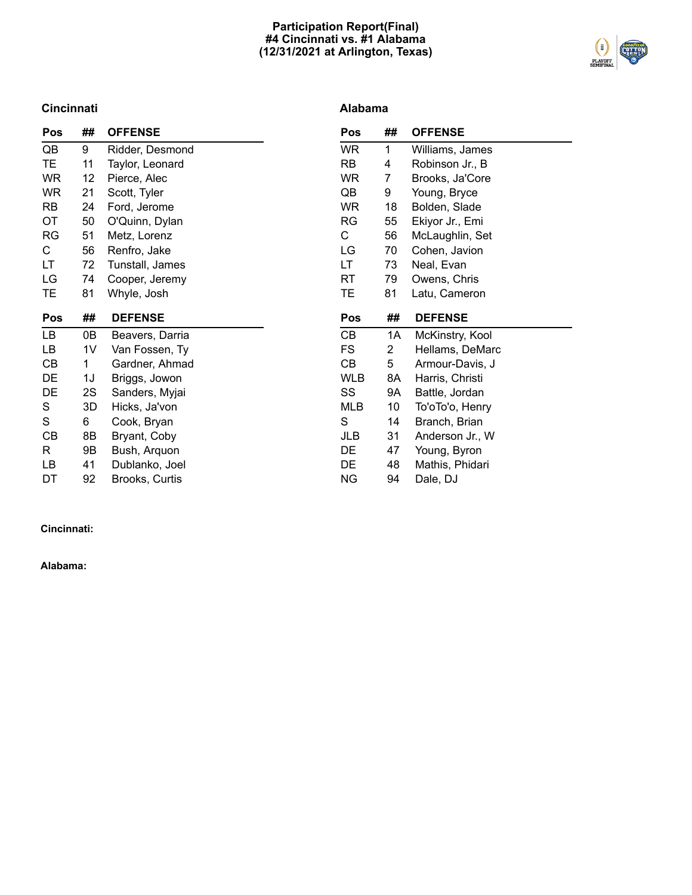# Participation Report(Final)
## #4 Cincinnati vs. #1 Alabama
## (12/31/2021 at Arlington, Texas)

### Cincinnati

| Pos | ## | OFFENSE |
|---|---|---|
| QB | 9 | Ridder, Desmond |
| TE | 11 | Taylor, Leonard |
| WR | 12 | Pierce, Alec |
| WR | 21 | Scott, Tyler |
| RB | 24 | Ford, Jerome |
| OT | 50 | O'Quinn, Dylan |
| RG | 51 | Metz, Lorenz |
| C | 56 | Renfro, Jake |
| LT | 72 | Tunstall, James |
| LG | 74 | Cooper, Jeremy |
| TE | 81 | Whyle, Josh |

| Pos | ## | DEFENSE |
|---|---|---|
| LB | 0B | Beavers, Darria |
| LB | 1V | Van Fossen, Ty |
| CB | 1 | Gardner, Ahmad |
| DE | 1J | Briggs, Jowon |
| DE | 2S | Sanders, Myjai |
| S | 3D | Hicks, Ja'von |
| S | 6 | Cook, Bryan |
| CB | 8B | Bryant, Coby |
| R | 9B | Bush, Arquon |
| LB | 41 | Dublanko, Joel |
| DT | 92 | Brooks, Curtis |

### Alabama

| Pos | ## | OFFENSE |
|---|---|---|
| WR | 1 | Williams, James |
| RB | 4 | Robinson Jr., B |
| WR | 7 | Brooks, Ja'Core |
| QB | 9 | Young, Bryce |
| WR | 18 | Bolden, Slade |
| RG | 55 | Ekiyor Jr., Emi |
| C | 56 | McLaughlin, Set |
| LG | 70 | Cohen, Javion |
| LT | 73 | Neal, Evan |
| RT | 79 | Owens, Chris |
| TE | 81 | Latu, Cameron |

| Pos | ## | DEFENSE |
|---|---|---|
| CB | 1A | McKinstry, Kool |
| FS | 2 | Hellams, DeMarc |
| CB | 5 | Armour-Davis, J |
| WLB | 8A | Harris, Christi |
| SS | 9A | Battle, Jordan |
| MLB | 10 | To'oTo'o, Henry |
| S | 14 | Branch, Brian |
| JLB | 31 | Anderson Jr., W |
| DE | 47 | Young, Byron |
| DE | 48 | Mathis, Phidari |
| NG | 94 | Dale, DJ |

**Cincinnati:**

**Alabama:**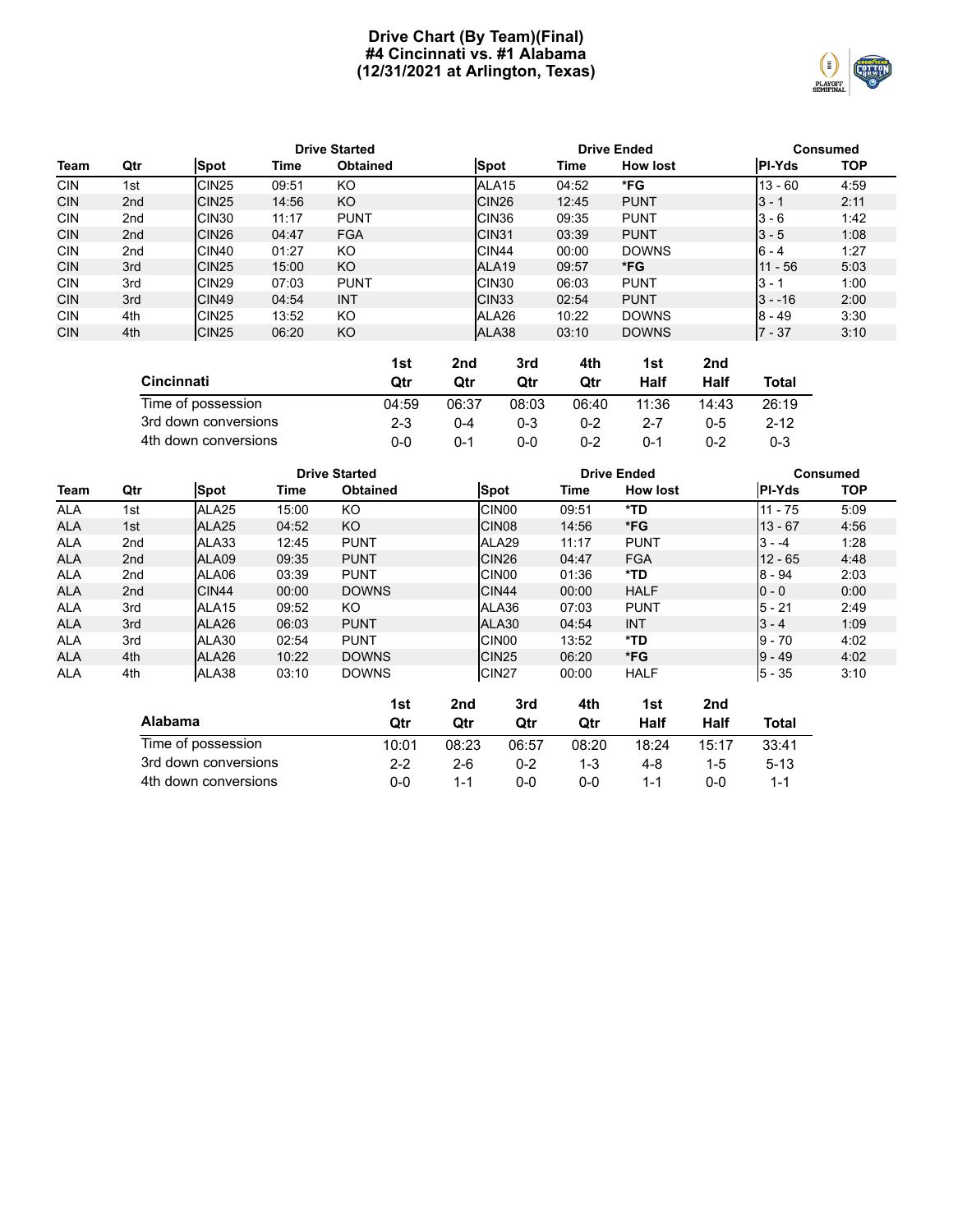# Drive Chart (By Team)(Final)
# #4 Cincinnati vs. #1 Alabama
# (12/31/2021 at Arlington, Texas)

| | | Drive Started | | | Drive Ended | | | Consumed | |
|---|---|---|---|---|---|---|---|---|---|
| **Team** | **Qtr** | **Spot** | **Time** | **Obtained** | **Spot** | **Time** | **How lost** | **Pl-Yds** | **TOP** |
| CIN | 1st | CIN25 | 09:51 | KO | ALA15 | 04:52 | ***FG** | 13 - 60 | 4:59 |
| CIN | 2nd | CIN25 | 14:56 | KO | CIN26 | 12:45 | PUNT | 3 - 1 | 2:11 |
| CIN | 2nd | CIN30 | 11:17 | PUNT | CIN36 | 09:35 | PUNT | 3 - 6 | 1:42 |
| CIN | 2nd | CIN26 | 04:47 | FGA | CIN31 | 03:39 | PUNT | 3 - 5 | 1:08 |
| CIN | 2nd | CIN40 | 01:27 | KO | CIN44 | 00:00 | DOWNS | 6 - 4 | 1:27 |
| CIN | 3rd | CIN25 | 15:00 | KO | ALA19 | 09:57 | ***FG** | 11 - 56 | 5:03 |
| CIN | 3rd | CIN29 | 07:03 | PUNT | CIN30 | 06:03 | PUNT | 3 - 1 | 1:00 |
| CIN | 3rd | CIN49 | 04:54 | INT | CIN33 | 02:54 | PUNT | 3 - -16 | 2:00 |
| CIN | 4th | CIN25 | 13:52 | KO | ALA26 | 10:22 | DOWNS | 8 - 49 | 3:30 |
| CIN | 4th | CIN25 | 06:20 | KO | ALA38 | 03:10 | DOWNS | 7 - 37 | 3:10 |

| Cincinnati | 1st Qtr | 2nd Qtr | 3rd Qtr | 4th Qtr | 1st Half | 2nd Half | Total |
|---|---|---|---|---|---|---|---|
| Time of possession | 04:59 | 06:37 | 08:03 | 06:40 | 11:36 | 14:43 | 26:19 |
| 3rd down conversions | 2-3 | 0-4 | 0-3 | 0-2 | 2-7 | 0-5 | 2-12 |
| 4th down conversions | 0-0 | 0-1 | 0-0 | 0-2 | 0-1 | 0-2 | 0-3 |

| | | Drive Started | | | Drive Ended | | | Consumed | |
|---|---|---|---|---|---|---|---|---|---|
| **Team** | **Qtr** | **Spot** | **Time** | **Obtained** | **Spot** | **Time** | **How lost** | **Pl-Yds** | **TOP** |
| ALA | 1st | ALA25 | 15:00 | KO | CIN00 | 09:51 | ***TD** | 11 - 75 | 5:09 |
| ALA | 1st | ALA25 | 04:52 | KO | CIN08 | 14:56 | ***FG** | 13 - 67 | 4:56 |
| ALA | 2nd | ALA33 | 12:45 | PUNT | ALA29 | 11:17 | PUNT | 3 - -4 | 1:28 |
| ALA | 2nd | ALA09 | 09:35 | PUNT | CIN26 | 04:47 | FGA | 12 - 65 | 4:48 |
| ALA | 2nd | ALA06 | 03:39 | PUNT | CIN00 | 01:36 | ***TD** | 8 - 94 | 2:03 |
| ALA | 2nd | CIN44 | 00:00 | DOWNS | CIN44 | 00:00 | HALF | 0 - 0 | 0:00 |
| ALA | 3rd | ALA15 | 09:52 | KO | ALA36 | 07:03 | PUNT | 5 - 21 | 2:49 |
| ALA | 3rd | ALA26 | 06:03 | PUNT | ALA30 | 04:54 | INT | 3 - 4 | 1:09 |
| ALA | 3rd | ALA30 | 02:54 | PUNT | CIN00 | 13:52 | ***TD** | 9 - 70 | 4:02 |
| ALA | 4th | ALA26 | 10:22 | DOWNS | CIN25 | 06:20 | ***FG** | 9 - 49 | 4:02 |
| ALA | 4th | ALA38 | 03:10 | DOWNS | CIN27 | 00:00 | HALF | 5 - 35 | 3:10 |

| Alabama | 1st Qtr | 2nd Qtr | 3rd Qtr | 4th Qtr | 1st Half | 2nd Half | Total |
|---|---|---|---|---|---|---|---|
| Time of possession | 10:01 | 08:23 | 06:57 | 08:20 | 18:24 | 15:17 | 33:41 |
| 3rd down conversions | 2-2 | 2-6 | 0-2 | 1-3 | 4-8 | 1-5 | 5-13 |
| 4th down conversions | 0-0 | 1-1 | 0-0 | 0-0 | 1-1 | 0-0 | 1-1 |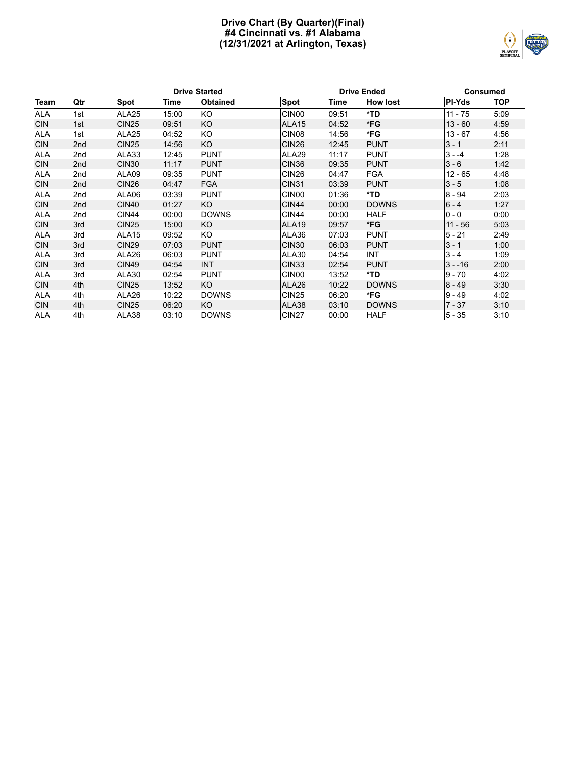# Drive Chart (By Quarter)(Final)
## #4 Cincinnati vs. #1 Alabama
## (12/31/2021 at Arlington, Texas)

| | | Drive Started | | | Drive Ended | | | Consumed | |
|---|---|---|---|---|---|---|---|---|---|
| **Team** | **Qtr** | **Spot** | **Time** | **Obtained** | **Spot** | **Time** | **How lost** | **Pl-Yds** | **TOP** |
| ALA | 1st | ALA25 | 15:00 | KO | CIN00 | 09:51 | ***TD** | 11 - 75 | 5:09 |
| CIN | 1st | CIN25 | 09:51 | KO | ALA15 | 04:52 | ***FG** | 13 - 60 | 4:59 |
| ALA | 1st | ALA25 | 04:52 | KO | CIN08 | 14:56 | ***FG** | 13 - 67 | 4:56 |
| CIN | 2nd | CIN25 | 14:56 | KO | CIN26 | 12:45 | PUNT | 3 - 1 | 2:11 |
| ALA | 2nd | ALA33 | 12:45 | PUNT | ALA29 | 11:17 | PUNT | 3 - -4 | 1:28 |
| CIN | 2nd | CIN30 | 11:17 | PUNT | CIN36 | 09:35 | PUNT | 3 - 6 | 1:42 |
| ALA | 2nd | ALA09 | 09:35 | PUNT | CIN26 | 04:47 | FGA | 12 - 65 | 4:48 |
| CIN | 2nd | CIN26 | 04:47 | FGA | CIN31 | 03:39 | PUNT | 3 - 5 | 1:08 |
| ALA | 2nd | ALA06 | 03:39 | PUNT | CIN00 | 01:36 | ***TD** | 8 - 94 | 2:03 |
| CIN | 2nd | CIN40 | 01:27 | KO | CIN44 | 00:00 | DOWNS | 6 - 4 | 1:27 |
| ALA | 2nd | CIN44 | 00:00 | DOWNS | CIN44 | 00:00 | HALF | 0 - 0 | 0:00 |
| CIN | 3rd | CIN25 | 15:00 | KO | ALA19 | 09:57 | ***FG** | 11 - 56 | 5:03 |
| ALA | 3rd | ALA15 | 09:52 | KO | ALA36 | 07:03 | PUNT | 5 - 21 | 2:49 |
| CIN | 3rd | CIN29 | 07:03 | PUNT | CIN30 | 06:03 | PUNT | 3 - 1 | 1:00 |
| ALA | 3rd | ALA26 | 06:03 | PUNT | ALA30 | 04:54 | INT | 3 - 4 | 1:09 |
| CIN | 3rd | CIN49 | 04:54 | INT | CIN33 | 02:54 | PUNT | 3 - -16 | 2:00 |
| ALA | 3rd | ALA30 | 02:54 | PUNT | CIN00 | 13:52 | ***TD** | 9 - 70 | 4:02 |
| CIN | 4th | CIN25 | 13:52 | KO | ALA26 | 10:22 | DOWNS | 8 - 49 | 3:30 |
| ALA | 4th | ALA26 | 10:22 | DOWNS | CIN25 | 06:20 | ***FG** | 9 - 49 | 4:02 |
| CIN | 4th | CIN25 | 06:20 | KO | ALA38 | 03:10 | DOWNS | 7 - 37 | 3:10 |
| ALA | 4th | ALA38 | 03:10 | DOWNS | CIN27 | 00:00 | HALF | 5 - 35 | 3:10 |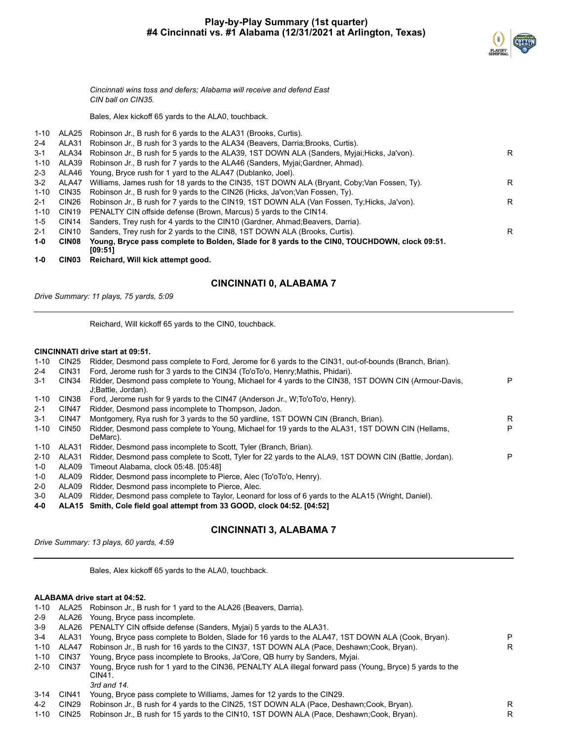# Play-by-Play Summary (1st quarter)
## #4 Cincinnati vs. #1 Alabama (12/31/2021 at Arlington, Texas)

*Cincinnati wins toss and defers; Alabama will receive and defend East*
*CIN ball on CIN35.*

Bales, Alex kickoff 65 yards to the ALA0, touchback.

| Down | Spot | Play | |
|---|---|---|---|
| 1-10 | ALA25 | Robinson Jr., B rush for 6 yards to the ALA31 (Brooks, Curtis). | |
| 2-4 | ALA31 | Robinson Jr., B rush for 3 yards to the ALA34 (Beavers, Darria;Brooks, Curtis). | |
| 3-1 | ALA34 | Robinson Jr., B rush for 5 yards to the ALA39, 1ST DOWN ALA (Sanders, Myjai;Hicks, Ja'von). | R |
| 1-10 | ALA39 | Robinson Jr., B rush for 7 yards to the ALA46 (Sanders, Myjai;Gardner, Ahmad). | |
| 2-3 | ALA46 | Young, Bryce rush for 1 yard to the ALA47 (Dublanko, Joel). | |
| 3-2 | ALA47 | Williams, James rush for 18 yards to the CIN35, 1ST DOWN ALA (Bryant, Coby;Van Fossen, Ty). | R |
| 1-10 | CIN35 | Robinson Jr., B rush for 9 yards to the CIN26 (Hicks, Ja'von;Van Fossen, Ty). | |
| 2-1 | CIN26 | Robinson Jr., B rush for 7 yards to the CIN19, 1ST DOWN ALA (Van Fossen, Ty;Hicks, Ja'von). | R |
| 1-10 | CIN19 | PENALTY CIN offside defense (Brown, Marcus) 5 yards to the CIN14. | |
| 1-5 | CIN14 | Sanders, Trey rush for 4 yards to the CIN10 (Gardner, Ahmad;Beavers, Darria). | |
| 2-1 | CIN10 | Sanders, Trey rush for 2 yards to the CIN8, 1ST DOWN ALA (Brooks, Curtis). | R |
| **1-0** | **CIN08** | **Young, Bryce pass complete to Bolden, Slade for 8 yards to the CIN0, TOUCHDOWN, clock 09:51. [09:51]** | |
| **1-0** | **CIN03** | **Reichard, Will kick attempt good.** | |

### CINCINNATI 0, ALABAMA 7

*Drive Summary: 11 plays, 75 yards, 5:09*

---

Reichard, Will kickoff 65 yards to the CIN0, touchback.

**CINCINNATI drive start at 09:51.**

| Down | Spot | Play | |
|---|---|---|---|
| 1-10 | CIN25 | Ridder, Desmond pass complete to Ford, Jerome for 6 yards to the CIN31, out-of-bounds (Branch, Brian). | |
| 2-4 | CIN31 | Ford, Jerome rush for 3 yards to the CIN34 (To'oTo'o, Henry;Mathis, Phidari). | |
| 3-1 | CIN34 | Ridder, Desmond pass complete to Young, Michael for 4 yards to the CIN38, 1ST DOWN CIN (Armour-Davis, J;Battle, Jordan). | P |
| 1-10 | CIN38 | Ford, Jerome rush for 9 yards to the CIN47 (Anderson Jr., W;To'oTo'o, Henry). | |
| 2-1 | CIN47 | Ridder, Desmond pass incomplete to Thompson, Jadon. | |
| 3-1 | CIN47 | Montgomery, Rya rush for 3 yards to the 50 yardline, 1ST DOWN CIN (Branch, Brian). | R |
| 1-10 | CIN50 | Ridder, Desmond pass complete to Young, Michael for 19 yards to the ALA31, 1ST DOWN CIN (Hellams, DeMarc). | P |
| 1-10 | ALA31 | Ridder, Desmond pass incomplete to Scott, Tyler (Branch, Brian). | |
| 2-10 | ALA31 | Ridder, Desmond pass complete to Scott, Tyler for 22 yards to the ALA9, 1ST DOWN CIN (Battle, Jordan). | P |
| 1-0 | ALA09 | Timeout Alabama, clock 05:48. [05:48] | |
| 1-0 | ALA09 | Ridder, Desmond pass incomplete to Pierce, Alec (To'oTo'o, Henry). | |
| 2-0 | ALA09 | Ridder, Desmond pass incomplete to Pierce, Alec. | |
| 3-0 | ALA09 | Ridder, Desmond pass complete to Taylor, Leonard for loss of 6 yards to the ALA15 (Wright, Daniel). | |
| **4-0** | **ALA15** | **Smith, Cole field goal attempt from 33 GOOD, clock 04:52. [04:52]** | |

### CINCINNATI 3, ALABAMA 7

*Drive Summary: 13 plays, 60 yards, 4:59*

---

Bales, Alex kickoff 65 yards to the ALA0, touchback.

**ALABAMA drive start at 04:52.**

| Down | Spot | Play | |
|---|---|---|---|
| 1-10 | ALA25 | Robinson Jr., B rush for 1 yard to the ALA26 (Beavers, Darria). | |
| 2-9 | ALA26 | Young, Bryce pass incomplete. | |
| 3-9 | ALA26 | PENALTY CIN offside defense (Sanders, Myjai) 5 yards to the ALA31. | |
| 3-4 | ALA31 | Young, Bryce pass complete to Bolden, Slade for 16 yards to the ALA47, 1ST DOWN ALA (Cook, Bryan). | P |
| 1-10 | ALA47 | Robinson Jr., B rush for 16 yards to the CIN37, 1ST DOWN ALA (Pace, Deshawn;Cook, Bryan). | R |
| 1-10 | CIN37 | Young, Bryce pass incomplete to Brooks, Ja'Core, QB hurry by Sanders, Myjai. | |
| 2-10 | CIN37 | Young, Bryce rush for 1 yard to the CIN36, PENALTY ALA illegal forward pass (Young, Bryce) 5 yards to the CIN41. *3rd and 14.* | |
| 3-14 | CIN41 | Young, Bryce pass complete to Williams, James for 12 yards to the CIN29. | |
| 4-2 | CIN29 | Robinson Jr., B rush for 4 yards to the CIN25, 1ST DOWN ALA (Pace, Deshawn;Cook, Bryan). | R |
| 1-10 | CIN25 | Robinson Jr., B rush for 15 yards to the CIN10, 1ST DOWN ALA (Pace, Deshawn;Cook, Bryan). | R |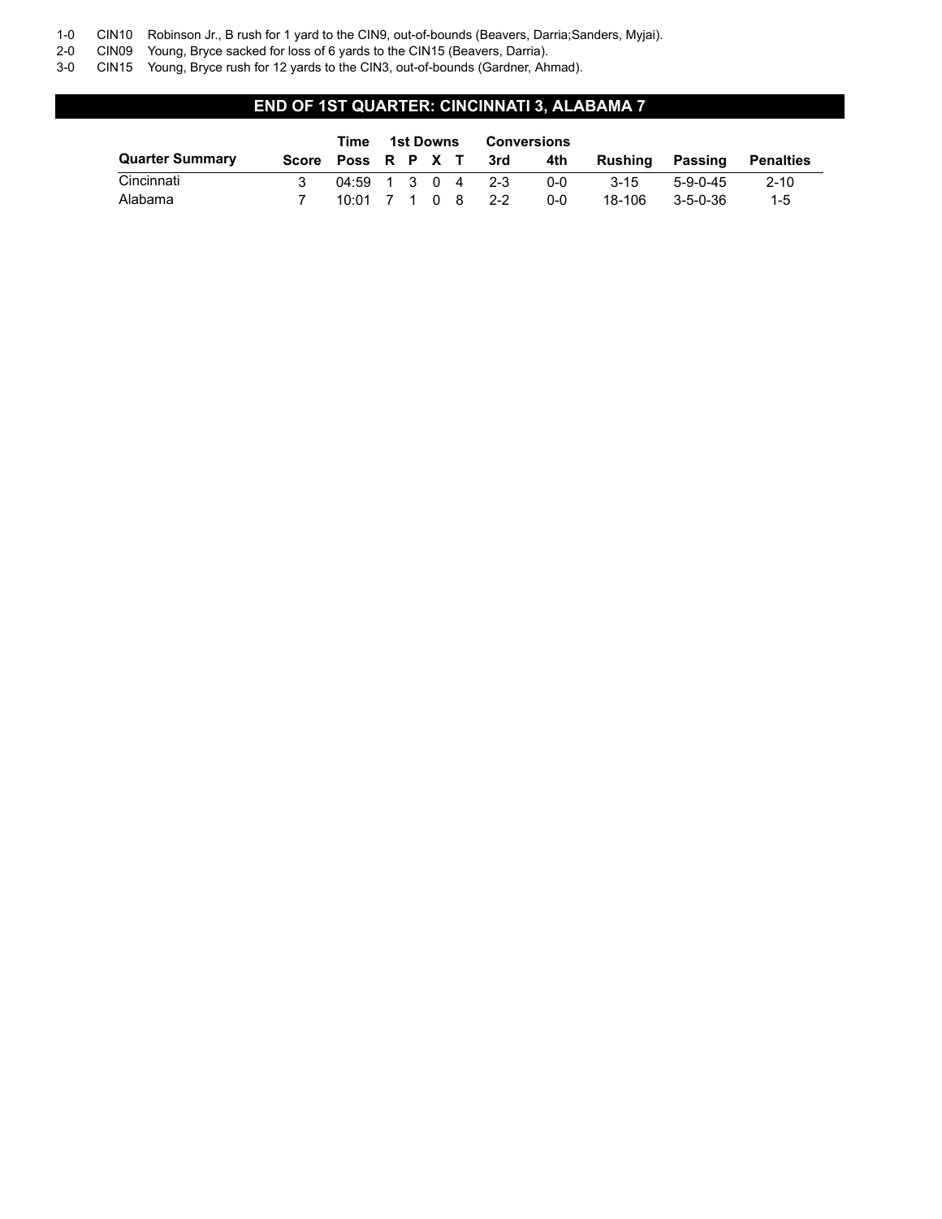| | | |
|---|---|---|
| 1-0 | CIN10 | Robinson Jr., B rush for 1 yard to the CIN9, out-of-bounds (Beavers, Darria;Sanders, Myjai). |
| 2-0 | CIN09 | Young, Bryce sacked for loss of 6 yards to the CIN15 (Beavers, Darria). |
| 3-0 | CIN15 | Young, Bryce rush for 12 yards to the CIN3, out-of-bounds (Gardner, Ahmad). |

## END OF 1ST QUARTER: CINCINNATI 3, ALABAMA 7

| Quarter Summary | Score | Time Poss | 1st Downs R | P | X | T | Conversions 3rd | 4th | Rushing | Passing | Penalties |
|---|---|---|---|---|---|---|---|---|---|---|---|
| Cincinnati | 3 | 04:59 | 1 | 3 | 0 | 4 | 2-3 | 0-0 | 3-15 | 5-9-0-45 | 2-10 |
| Alabama | 7 | 10:01 | 7 | 1 | 0 | 8 | 2-2 | 0-0 | 18-106 | 3-5-0-36 | 1-5 |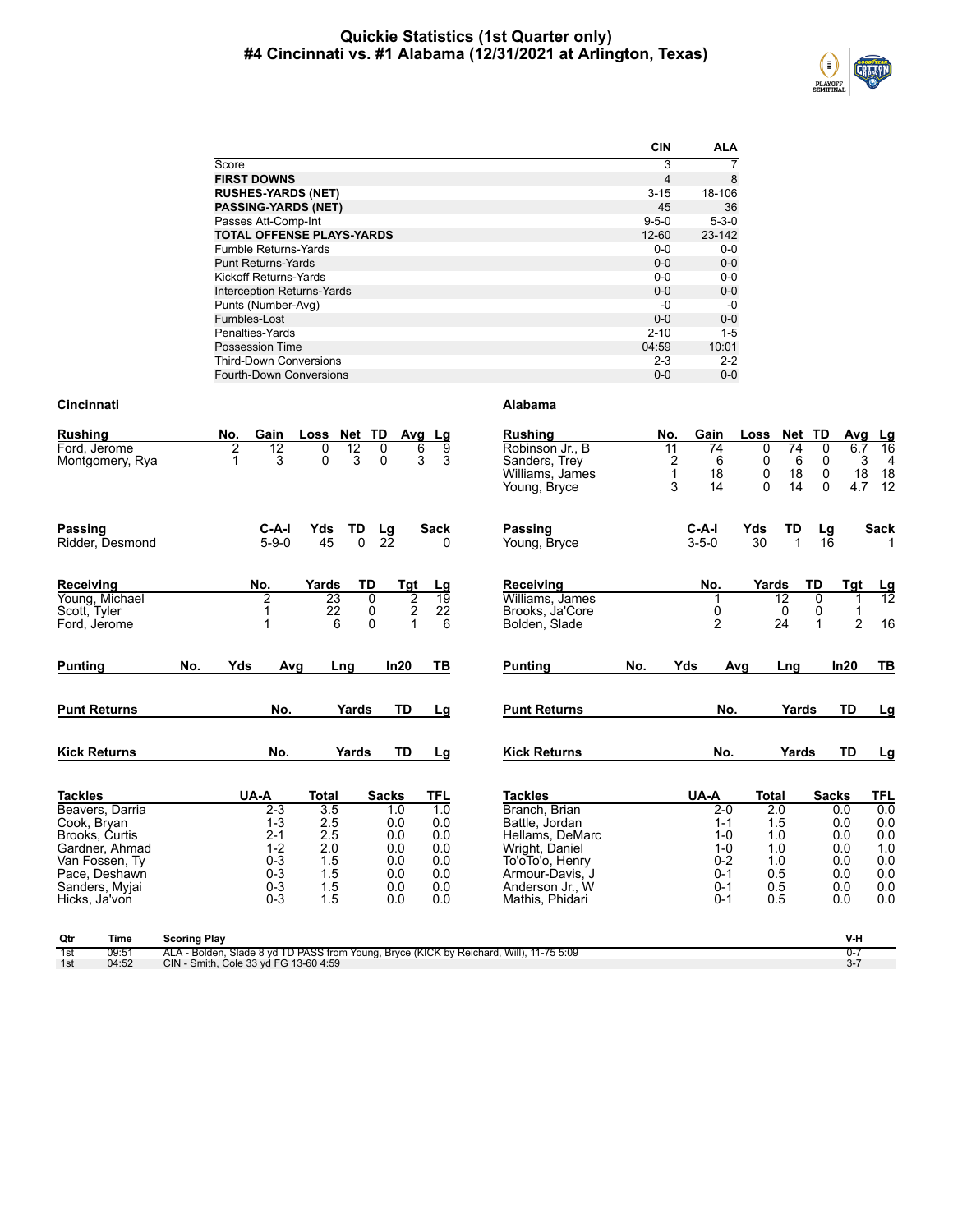# Quickie Statistics (1st Quarter only)
## #4 Cincinnati vs. #1 Alabama (12/31/2021 at Arlington, Texas)

| | CIN | ALA |
|---|---|---|
| Score | 3 | 7 |
| **FIRST DOWNS** | 4 | 8 |
| **RUSHES-YARDS (NET)** | 3-15 | 18-106 |
| **PASSING-YARDS (NET)** | 45 | 36 |
| Passes Att-Comp-Int | 9-5-0 | 5-3-0 |
| **TOTAL OFFENSE PLAYS-YARDS** | 12-60 | 23-142 |
| Fumble Returns-Yards | 0-0 | 0-0 |
| Punt Returns-Yards | 0-0 | 0-0 |
| Kickoff Returns-Yards | 0-0 | 0-0 |
| Interception Returns-Yards | 0-0 | 0-0 |
| Punts (Number-Avg) | -0 | -0 |
| Fumbles-Lost | 0-0 | 0-0 |
| Penalties-Yards | 2-10 | 1-5 |
| Possession Time | 04:59 | 10:01 |
| Third-Down Conversions | 2-3 | 2-2 |
| Fourth-Down Conversions | 0-0 | 0-0 |

### Cincinnati

| Rushing | No. | Gain | Loss | Net | TD | Avg | Lg |
|---|---|---|---|---|---|---|---|
| Ford, Jerome | 2 | 12 | 0 | 12 | 0 | 6 | 9 |
| Montgomery, Rya | 1 | 3 | 0 | 3 | 0 | 3 | 3 |

| Passing | C-A-I | Yds | TD | Lg | Sack |
|---|---|---|---|---|---|
| Ridder, Desmond | 5-9-0 | 45 | 0 | 22 | 0 |

| Receiving | No. | Yards | TD | Tgt | Lg |
|---|---|---|---|---|---|
| Young, Michael | 2 | 23 | 0 | 2 | 19 |
| Scott, Tyler | 1 | 22 | 0 | 2 | 22 |
| Ford, Jerome | 1 | 6 | 0 | 1 | 6 |

| Punting | No. | Yds | Avg | Lng | In20 | TB |
|---|---|---|---|---|---|---|

| Punt Returns | No. | Yards | TD | Lg |
|---|---|---|---|---|

| Kick Returns | No. | Yards | TD | Lg |
|---|---|---|---|---|

| Tackles | UA-A | Total | Sacks | TFL |
|---|---|---|---|---|
| Beavers, Darria | 2-3 | 3.5 | 1.0 | 1.0 |
| Cook, Bryan | 1-3 | 2.5 | 0.0 | 0.0 |
| Brooks, Curtis | 2-1 | 2.5 | 0.0 | 0.0 |
| Gardner, Ahmad | 1-2 | 2.0 | 0.0 | 0.0 |
| Van Fossen, Ty | 0-3 | 1.5 | 0.0 | 0.0 |
| Pace, Deshawn | 0-3 | 1.5 | 0.0 | 0.0 |
| Sanders, Myjai | 0-3 | 1.5 | 0.0 | 0.0 |
| Hicks, Ja'von | 0-3 | 1.5 | 0.0 | 0.0 |

### Alabama

| Rushing | No. | Gain | Loss | Net | TD | Avg | Lg |
|---|---|---|---|---|---|---|---|
| Robinson Jr., B | 11 | 74 | 0 | 74 | 0 | 6.7 | 16 |
| Sanders, Trey | 2 | 6 | 0 | 6 | 0 | 3 | 4 |
| Williams, James | 1 | 18 | 0 | 18 | 0 | 18 | 18 |
| Young, Bryce | 3 | 14 | 0 | 14 | 0 | 4.7 | 12 |

| Passing | C-A-I | Yds | TD | Lg | Sack |
|---|---|---|---|---|---|
| Young, Bryce | 3-5-0 | 30 | 1 | 16 | 1 |

| Receiving | No. | Yards | TD | Tgt | Lg |
|---|---|---|---|---|---|
| Williams, James | 1 | 12 | 0 | 1 | 12 |
| Brooks, Ja'Core | 0 | 0 | 0 | 1 | |
| Bolden, Slade | 2 | 24 | 1 | 2 | 16 |

| Punting | No. | Yds | Avg | Lng | In20 | TB |
|---|---|---|---|---|---|---|

| Punt Returns | No. | Yards | TD | Lg |
|---|---|---|---|---|

| Kick Returns | No. | Yards | TD | Lg |
|---|---|---|---|---|

| Tackles | UA-A | Total | Sacks | TFL |
|---|---|---|---|---|
| Branch, Brian | 2-0 | 2.0 | 0.0 | 0.0 |
| Battle, Jordan | 1-1 | 1.5 | 0.0 | 0.0 |
| Hellams, DeMarc | 1-0 | 1.0 | 0.0 | 0.0 |
| Wright, Daniel | 1-0 | 1.0 | 0.0 | 1.0 |
| To'oTo'o, Henry | 0-2 | 1.0 | 0.0 | 0.0 |
| Armour-Davis, J | 0-1 | 0.5 | 0.0 | 0.0 |
| Anderson Jr., W | 0-1 | 0.5 | 0.0 | 0.0 |
| Mathis, Phidari | 0-1 | 0.5 | 0.0 | 0.0 |

| Qtr | Time | Scoring Play | V-H |
|---|---|---|---|
| 1st | 09:51 | ALA - Bolden, Slade 8 yd TD PASS from Young, Bryce (KICK by Reichard, Will), 11-75 5:09 | 0-7 |
| 1st | 04:52 | CIN - Smith, Cole 33 yd FG 13-60 4:59 | 3-7 |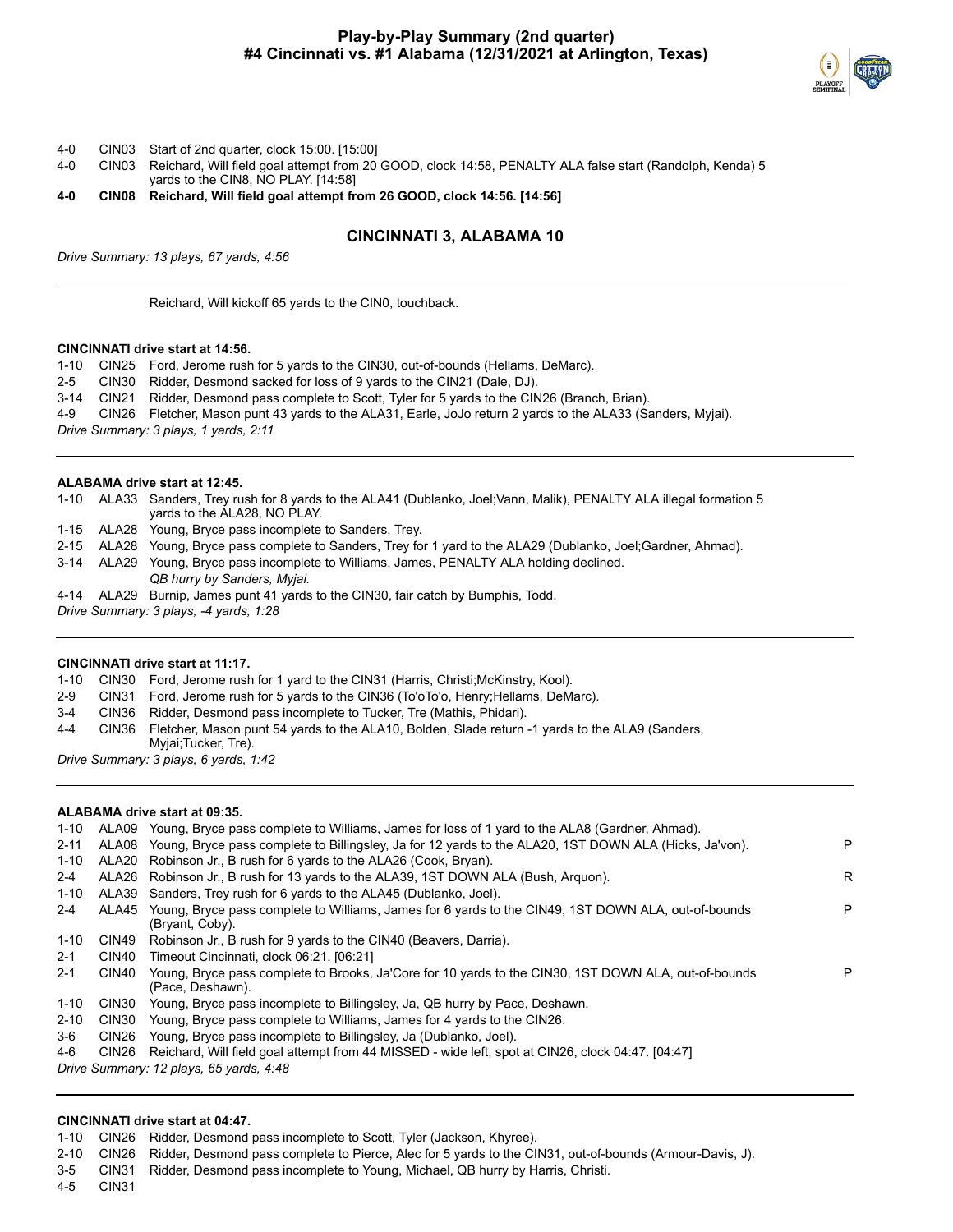# Play-by-Play Summary (2nd quarter)
## #4 Cincinnati vs. #1 Alabama (12/31/2021 at Arlington, Texas)

| | | |
|---|---|---|
| 4-0 | CIN03 | Start of 2nd quarter, clock 15:00. [15:00] |
| 4-0 | CIN03 | Reichard, Will field goal attempt from 20 GOOD, clock 14:58, PENALTY ALA false start (Randolph, Kenda) 5 yards to the CIN8, NO PLAY. [14:58] |
| **4-0** | **CIN08** | **Reichard, Will field goal attempt from 26 GOOD, clock 14:56. [14:56]** |

### CINCINNATI 3, ALABAMA 10

*Drive Summary: 13 plays, 67 yards, 4:56*

---

Reichard, Will kickoff 65 yards to the CIN0, touchback.

**CINCINNATI drive start at 14:56.**

| | | | |
|---|---|---|---|
| 1-10 | CIN25 | Ford, Jerome rush for 5 yards to the CIN30, out-of-bounds (Hellams, DeMarc). | |
| 2-5 | CIN30 | Ridder, Desmond sacked for loss of 9 yards to the CIN21 (Dale, DJ). | |
| 3-14 | CIN21 | Ridder, Desmond pass complete to Scott, Tyler for 5 yards to the CIN26 (Branch, Brian). | |
| 4-9 | CIN26 | Fletcher, Mason punt 43 yards to the ALA31, Earle, JoJo return 2 yards to the ALA33 (Sanders, Myjai). | |

*Drive Summary: 3 plays, 1 yards, 2:11*

---

**ALABAMA drive start at 12:45.**

| | | | |
|---|---|---|---|
| 1-10 | ALA33 | Sanders, Trey rush for 8 yards to the ALA41 (Dublanko, Joel;Vann, Malik), PENALTY ALA illegal formation 5 yards to the ALA28, NO PLAY. | |
| 1-15 | ALA28 | Young, Bryce pass incomplete to Sanders, Trey. | |
| 2-15 | ALA28 | Young, Bryce pass complete to Sanders, Trey for 1 yard to the ALA29 (Dublanko, Joel;Gardner, Ahmad). | |
| 3-14 | ALA29 | Young, Bryce pass incomplete to Williams, James, PENALTY ALA holding declined. *QB hurry by Sanders, Myjai.* | |
| 4-14 | ALA29 | Burnip, James punt 41 yards to the CIN30, fair catch by Bumphis, Todd. | |

*Drive Summary: 3 plays, -4 yards, 1:28*

---

**CINCINNATI drive start at 11:17.**

| | | | |
|---|---|---|---|
| 1-10 | CIN30 | Ford, Jerome rush for 1 yard to the CIN31 (Harris, Christi;McKinstry, Kool). | |
| 2-9 | CIN31 | Ford, Jerome rush for 5 yards to the CIN36 (To'oTo'o, Henry;Hellams, DeMarc). | |
| 3-4 | CIN36 | Ridder, Desmond pass incomplete to Tucker, Tre (Mathis, Phidari). | |
| 4-4 | CIN36 | Fletcher, Mason punt 54 yards to the ALA10, Bolden, Slade return -1 yards to the ALA9 (Sanders, Myjai;Tucker, Tre). | |

*Drive Summary: 3 plays, 6 yards, 1:42*

---

**ALABAMA drive start at 09:35.**

| | | | |
|---|---|---|---|
| 1-10 | ALA09 | Young, Bryce pass complete to Williams, James for loss of 1 yard to the ALA8 (Gardner, Ahmad). | |
| 2-11 | ALA08 | Young, Bryce pass complete to Billingsley, Ja for 12 yards to the ALA20, 1ST DOWN ALA (Hicks, Ja'von). | P |
| 1-10 | ALA20 | Robinson Jr., B rush for 6 yards to the ALA26 (Cook, Bryan). | |
| 2-4 | ALA26 | Robinson Jr., B rush for 13 yards to the ALA39, 1ST DOWN ALA (Bush, Arquon). | R |
| 1-10 | ALA39 | Sanders, Trey rush for 6 yards to the ALA45 (Dublanko, Joel). | |
| 2-4 | ALA45 | Young, Bryce pass complete to Williams, James for 6 yards to the CIN49, 1ST DOWN ALA, out-of-bounds (Bryant, Coby). | P |
| 1-10 | CIN49 | Robinson Jr., B rush for 9 yards to the CIN40 (Beavers, Darria). | |
| 2-1 | CIN40 | Timeout Cincinnati, clock 06:21. [06:21] | |
| 2-1 | CIN40 | Young, Bryce pass complete to Brooks, Ja'Core for 10 yards to the CIN30, 1ST DOWN ALA, out-of-bounds (Pace, Deshawn). | P |
| 1-10 | CIN30 | Young, Bryce pass incomplete to Billingsley, Ja, QB hurry by Pace, Deshawn. | |
| 2-10 | CIN30 | Young, Bryce pass complete to Williams, James for 4 yards to the CIN26. | |
| 3-6 | CIN26 | Young, Bryce pass incomplete to Billingsley, Ja (Dublanko, Joel). | |
| 4-6 | CIN26 | Reichard, Will field goal attempt from 44 MISSED - wide left, spot at CIN26, clock 04:47. [04:47] | |

*Drive Summary: 12 plays, 65 yards, 4:48*

---

**CINCINNATI drive start at 04:47.**

| | | | |
|---|---|---|---|
| 1-10 | CIN26 | Ridder, Desmond pass incomplete to Scott, Tyler (Jackson, Khyree). | |
| 2-10 | CIN26 | Ridder, Desmond pass complete to Pierce, Alec for 5 yards to the CIN31, out-of-bounds (Armour-Davis, J). | |
| 3-5 | CIN31 | Ridder, Desmond pass incomplete to Young, Michael, QB hurry by Harris, Christi. | |
| 4-5 | CIN31 | | |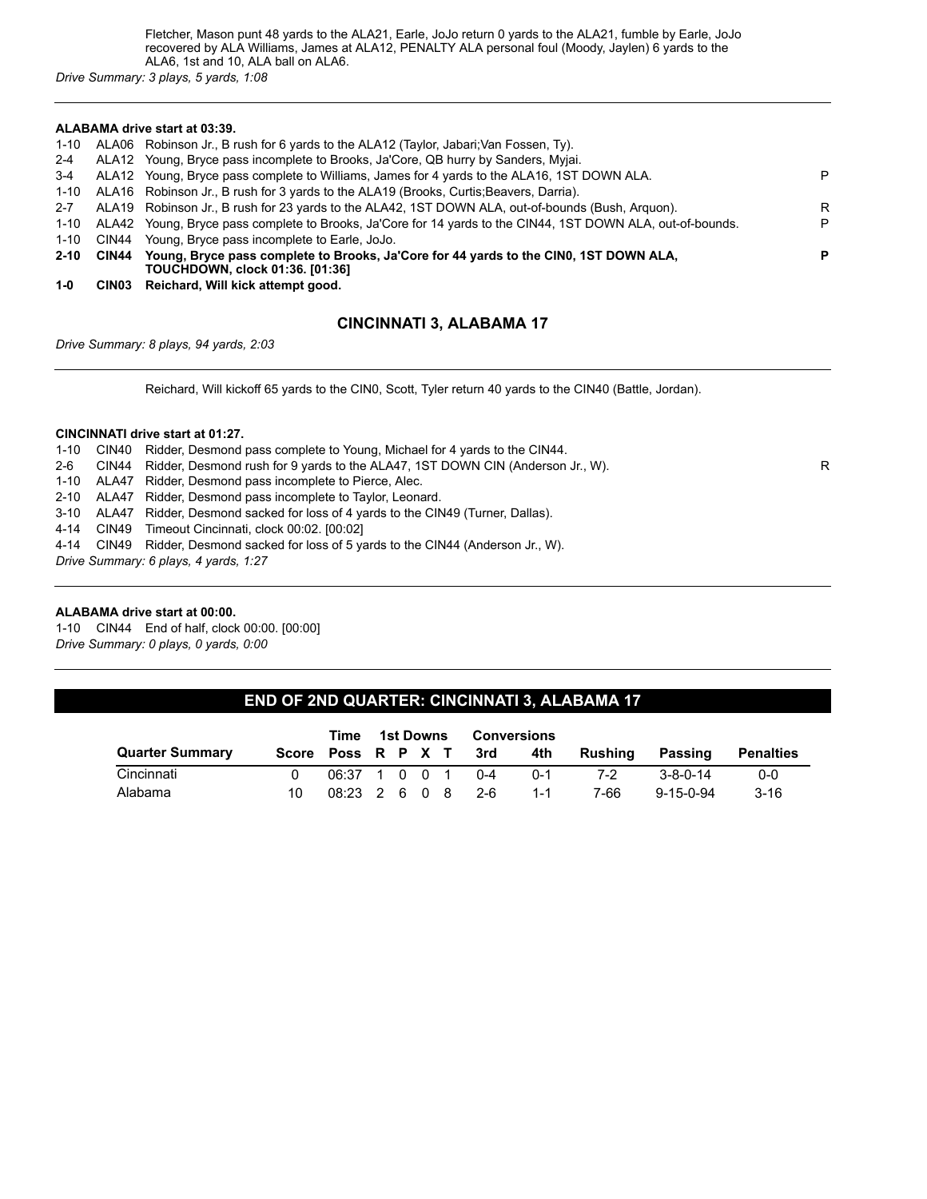Fletcher, Mason punt 48 yards to the ALA21, Earle, JoJo return 0 yards to the ALA21, fumble by Earle, JoJo recovered by ALA Williams, James at ALA12, PENALTY ALA personal foul (Moody, Jaylen) 6 yards to the ALA6, 1st and 10, ALA ball on ALA6.

*Drive Summary: 3 plays, 5 yards, 1:08*

---

**ALABAMA drive start at 03:39.**

| | | | |
|---|---|---|---|
| 1-10 | ALA06 | Robinson Jr., B rush for 6 yards to the ALA12 (Taylor, Jabari;Van Fossen, Ty). | |
| 2-4 | ALA12 | Young, Bryce pass incomplete to Brooks, Ja'Core, QB hurry by Sanders, Myjai. | |
| 3-4 | ALA12 | Young, Bryce pass complete to Williams, James for 4 yards to the ALA16, 1ST DOWN ALA. | P |
| 1-10 | ALA16 | Robinson Jr., B rush for 3 yards to the ALA19 (Brooks, Curtis;Beavers, Darria). | |
| 2-7 | ALA19 | Robinson Jr., B rush for 23 yards to the ALA42, 1ST DOWN ALA, out-of-bounds (Bush, Arquon). | R |
| 1-10 | ALA42 | Young, Bryce pass complete to Brooks, Ja'Core for 14 yards to the CIN44, 1ST DOWN ALA, out-of-bounds. | P |
| 1-10 | CIN44 | Young, Bryce pass incomplete to Earle, JoJo. | |
| **2-10** | **CIN44** | **Young, Bryce pass complete to Brooks, Ja'Core for 44 yards to the CIN0, 1ST DOWN ALA, TOUCHDOWN, clock 01:36. [01:36]** | **P** |
| **1-0** | **CIN03** | **Reichard, Will kick attempt good.** | |

### CINCINNATI 3, ALABAMA 17

*Drive Summary: 8 plays, 94 yards, 2:03*

---

Reichard, Will kickoff 65 yards to the CIN0, Scott, Tyler return 40 yards to the CIN40 (Battle, Jordan).

**CINCINNATI drive start at 01:27.**

| | | | |
|---|---|---|---|
| 1-10 | CIN40 | Ridder, Desmond pass complete to Young, Michael for 4 yards to the CIN44. | |
| 2-6 | CIN44 | Ridder, Desmond rush for 9 yards to the ALA47, 1ST DOWN CIN (Anderson Jr., W). | R |
| 1-10 | ALA47 | Ridder, Desmond pass incomplete to Pierce, Alec. | |
| 2-10 | ALA47 | Ridder, Desmond pass incomplete to Taylor, Leonard. | |
| 3-10 | ALA47 | Ridder, Desmond sacked for loss of 4 yards to the CIN49 (Turner, Dallas). | |
| 4-14 | CIN49 | Timeout Cincinnati, clock 00:02. [00:02] | |
| 4-14 | CIN49 | Ridder, Desmond sacked for loss of 5 yards to the CIN44 (Anderson Jr., W). | |

*Drive Summary: 6 plays, 4 yards, 1:27*

---

**ALABAMA drive start at 00:00.**

1-10 CIN44 End of half, clock 00:00. [00:00]

*Drive Summary: 0 plays, 0 yards, 0:00*

---

## END OF 2ND QUARTER: CINCINNATI 3, ALABAMA 17

| Quarter Summary | Score | Time Poss | 1st Downs R | P | X | T | Conversions 3rd | 4th | Rushing | Passing | Penalties |
|---|---|---|---|---|---|---|---|---|---|---|---|
| Cincinnati | 0 | 06:37 | 1 | 0 | 0 | 1 | 0-4 | 0-1 | 7-2 | 3-8-0-14 | 0-0 |
| Alabama | 10 | 08:23 | 2 | 6 | 0 | 8 | 2-6 | 1-1 | 7-66 | 9-15-0-94 | 3-16 |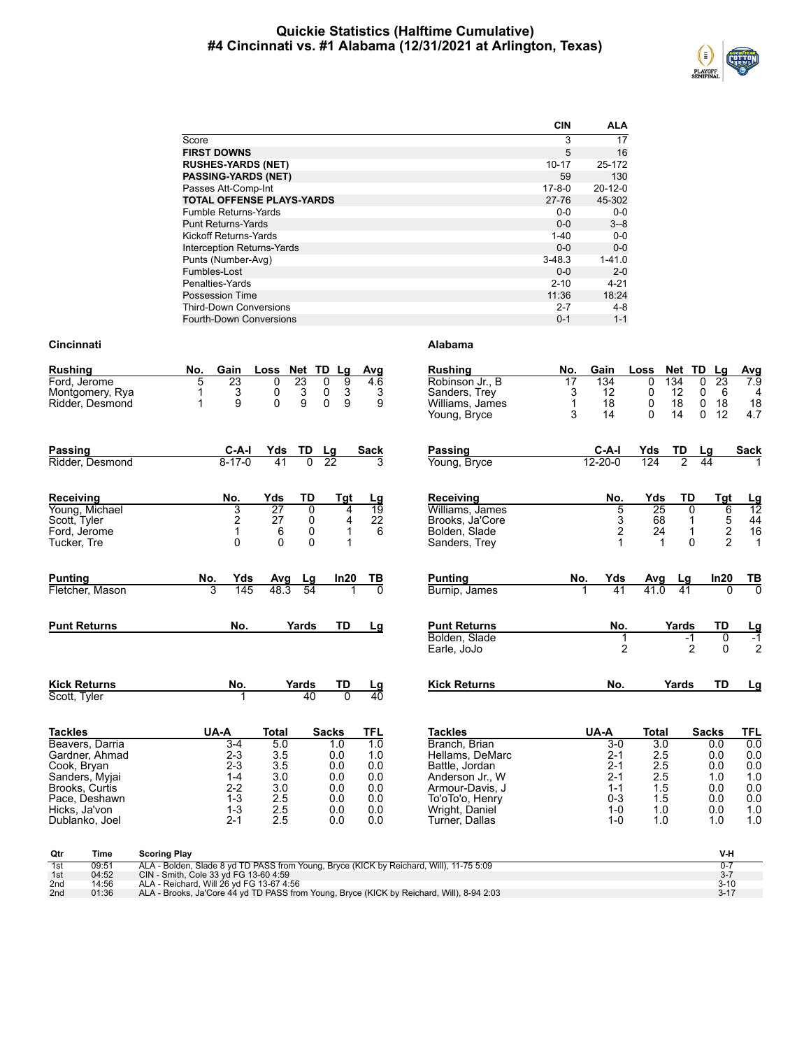# Quickie Statistics (Halftime Cumulative)
## #4 Cincinnati vs. #1 Alabama (12/31/2021 at Arlington, Texas)

| | CIN | ALA |
|---|---|---|
| Score | 3 | 17 |
| **FIRST DOWNS** | 5 | 16 |
| **RUSHES-YARDS (NET)** | 10-17 | 25-172 |
| **PASSING-YARDS (NET)** | 59 | 130 |
| Passes Att-Comp-Int | 17-8-0 | 20-12-0 |
| **TOTAL OFFENSE PLAYS-YARDS** | 27-76 | 45-302 |
| Fumble Returns-Yards | 0-0 | 0-0 |
| Punt Returns-Yards | 0-0 | 3--8 |
| Kickoff Returns-Yards | 1-40 | 0-0 |
| Interception Returns-Yards | 0-0 | 0-0 |
| Punts (Number-Avg) | 3-48.3 | 1-41.0 |
| Fumbles-Lost | 0-0 | 2-0 |
| Penalties-Yards | 2-10 | 4-21 |
| Possession Time | 11:36 | 18:24 |
| Third-Down Conversions | 2-7 | 4-8 |
| Fourth-Down Conversions | 0-1 | 1-1 |

### Cincinnati

| Rushing | No. | Gain | Loss | Net | TD | Lg | Avg |
|---|---|---|---|---|---|---|---|
| Ford, Jerome | 5 | 23 | 0 | 23 | 0 | 9 | 4.6 |
| Montgomery, Rya | 1 | 3 | 0 | 3 | 0 | 3 | 3 |
| Ridder, Desmond | 1 | 9 | 0 | 9 | 0 | 9 | 9 |

| Passing | C-A-I | Yds | TD | Lg | Sack |
|---|---|---|---|---|---|
| Ridder, Desmond | 8-17-0 | 41 | 0 | 22 | 3 |

| Receiving | No. | Yds | TD | Tgt | Lg |
|---|---|---|---|---|---|
| Young, Michael | 3 | 27 | 0 | 4 | 19 |
| Scott, Tyler | 2 | 27 | 0 | 4 | 22 |
| Ford, Jerome | 1 | 6 | 0 | 1 | 6 |
| Tucker, Tre | 0 | 0 | 0 | 1 | |

| Punting | No. | Yds | Avg | Lg | In20 | TB |
|---|---|---|---|---|---|---|
| Fletcher, Mason | 3 | 145 | 48.3 | 54 | 1 | 0 |

| Punt Returns | No. | Yards | TD | Lg |
|---|---|---|---|---|

| Kick Returns | No. | Yards | TD | Lg |
|---|---|---|---|---|
| Scott, Tyler | 1 | 40 | 0 | 40 |

| Tackles | UA-A | Total | Sacks | TFL |
|---|---|---|---|---|
| Beavers, Darria | 3-4 | 5.0 | 1.0 | 1.0 |
| Gardner, Ahmad | 2-3 | 3.5 | 0.0 | 1.0 |
| Cook, Bryan | 2-3 | 3.5 | 0.0 | 0.0 |
| Sanders, Myjai | 1-4 | 3.0 | 0.0 | 0.0 |
| Brooks, Curtis | 2-2 | 3.0 | 0.0 | 0.0 |
| Pace, Deshawn | 1-3 | 2.5 | 0.0 | 0.0 |
| Hicks, Ja'von | 1-3 | 2.5 | 0.0 | 0.0 |
| Dublanko, Joel | 2-1 | 2.5 | 0.0 | 0.0 |

### Alabama

| Rushing | No. | Gain | Loss | Net | TD | Lg | Avg |
|---|---|---|---|---|---|---|---|
| Robinson Jr., B | 17 | 134 | 0 | 134 | 0 | 23 | 7.9 |
| Sanders, Trey | 3 | 12 | 0 | 12 | 0 | 6 | 4 |
| Williams, James | 1 | 18 | 0 | 18 | 0 | 18 | 18 |
| Young, Bryce | 3 | 14 | 0 | 14 | 0 | 12 | 4.7 |

| Passing | C-A-I | Yds | TD | Lg | Sack |
|---|---|---|---|---|---|
| Young, Bryce | 12-20-0 | 124 | 2 | 44 | 1 |

| Receiving | No. | Yds | TD | Tgt | Lg |
|---|---|---|---|---|---|
| Williams, James | 5 | 25 | 0 | 6 | 12 |
| Brooks, Ja'Core | 3 | 68 | 1 | 5 | 44 |
| Bolden, Slade | 2 | 24 | 1 | 2 | 16 |
| Sanders, Trey | 1 | 1 | 0 | 2 | 1 |

| Punting | No. | Yds | Avg | Lg | In20 | TB |
|---|---|---|---|---|---|---|
| Burnip, James | 1 | 41 | 41.0 | 41 | 0 | 0 |

| Punt Returns | No. | Yards | TD | Lg |
|---|---|---|---|---|
| Bolden, Slade | 1 | -1 | 0 | -1 |
| Earle, JoJo | 2 | 2 | 0 | 2 |

| Kick Returns | No. | Yards | TD | Lg |
|---|---|---|---|---|

| Tackles | UA-A | Total | Sacks | TFL |
|---|---|---|---|---|
| Branch, Brian | 3-0 | 3.0 | 0.0 | 0.0 |
| Hellams, DeMarc | 2-1 | 2.5 | 0.0 | 0.0 |
| Battle, Jordan | 2-1 | 2.5 | 0.0 | 0.0 |
| Anderson Jr., W | 2-1 | 2.5 | 1.0 | 1.0 |
| Armour-Davis, J | 1-1 | 1.5 | 0.0 | 0.0 |
| To'oTo'o, Henry | 0-3 | 1.5 | 0.0 | 0.0 |
| Wright, Daniel | 1-0 | 1.0 | 0.0 | 1.0 |
| Turner, Dallas | 1-0 | 1.0 | 1.0 | 1.0 |

| Qtr | Time | Scoring Play | V-H |
|---|---|---|---|
| 1st | 09:51 | ALA - Bolden, Slade 8 yd TD PASS from Young, Bryce (KICK by Reichard, Will), 11-75 5:09 | 0-7 |
| 1st | 04:52 | CIN - Smith, Cole 33 yd FG 13-60 4:59 | 3-7 |
| 2nd | 14:56 | ALA - Reichard, Will 26 yd FG 13-67 4:56 | 3-10 |
| 2nd | 01:36 | ALA - Brooks, Ja'Core 44 yd TD PASS from Young, Bryce (KICK by Reichard, Will), 8-94 2:03 | 3-17 |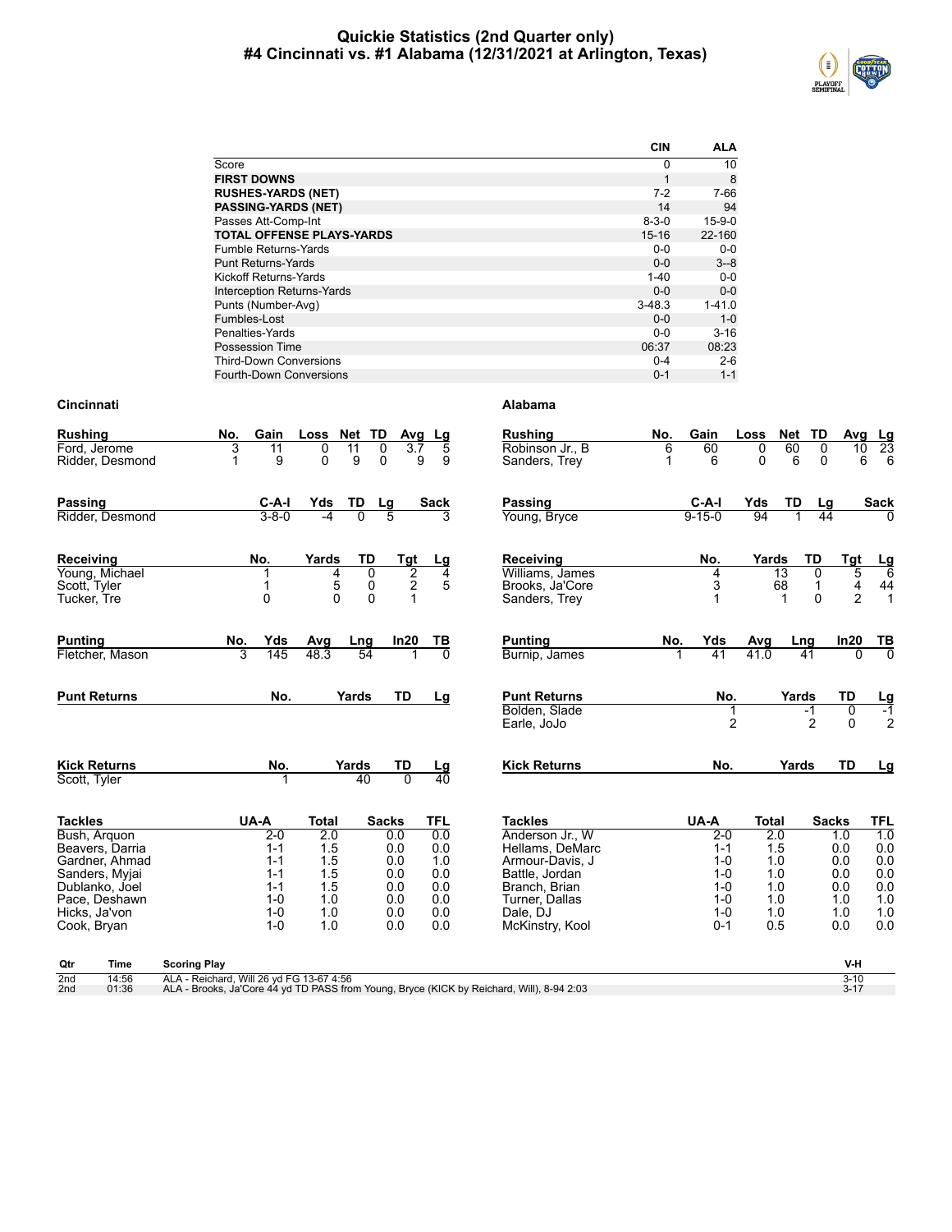# Quickie Statistics (2nd Quarter only)
## #4 Cincinnati vs. #1 Alabama (12/31/2021 at Arlington, Texas)

| | CIN | ALA |
|---|---|---|
| Score | 0 | 10 |
| **FIRST DOWNS** | 1 | 8 |
| **RUSHES-YARDS (NET)** | 7-2 | 7-66 |
| **PASSING-YARDS (NET)** | 14 | 94 |
| Passes Att-Comp-Int | 8-3-0 | 15-9-0 |
| **TOTAL OFFENSE PLAYS-YARDS** | 15-16 | 22-160 |
| Fumble Returns-Yards | 0-0 | 0-0 |
| Punt Returns-Yards | 0-0 | 3--8 |
| Kickoff Returns-Yards | 1-40 | 0-0 |
| Interception Returns-Yards | 0-0 | 0-0 |
| Punts (Number-Avg) | 3-48.3 | 1-41.0 |
| Fumbles-Lost | 0-0 | 1-0 |
| Penalties-Yards | 0-0 | 3-16 |
| Possession Time | 06:37 | 08:23 |
| Third-Down Conversions | 0-4 | 2-6 |
| Fourth-Down Conversions | 0-1 | 1-1 |

### Cincinnati

| Rushing | No. | Gain | Loss | Net | TD | Avg | Lg |
|---|---|---|---|---|---|---|---|
| Ford, Jerome | 3 | 11 | 0 | 11 | 0 | 3.7 | 5 |
| Ridder, Desmond | 1 | 9 | 0 | 9 | 0 | 9 | 9 |

| Passing | C-A-I | Yds | TD | Lg | Sack |
|---|---|---|---|---|---|
| Ridder, Desmond | 3-8-0 | -4 | 0 | 5 | 3 |

| Receiving | No. | Yards | TD | Tgt | Lg |
|---|---|---|---|---|---|
| Young, Michael | 1 | 4 | 0 | 2 | 4 |
| Scott, Tyler | 1 | 5 | 0 | 2 | 5 |
| Tucker, Tre | 0 | 0 | 0 | 1 | |

| Punting | No. | Yds | Avg | Lng | In20 | TB |
|---|---|---|---|---|---|---|
| Fletcher, Mason | 3 | 145 | 48.3 | 54 | 1 | 0 |

| Punt Returns | No. | Yards | TD | Lg |
|---|---|---|---|---|

| Kick Returns | No. | Yards | TD | Lg |
|---|---|---|---|---|
| Scott, Tyler | 1 | 40 | 0 | 40 |

| Tackles | UA-A | Total | Sacks | TFL |
|---|---|---|---|---|
| Bush, Arquon | 2-0 | 2.0 | 0.0 | 0.0 |
| Beavers, Darria | 1-1 | 1.5 | 0.0 | 0.0 |
| Gardner, Ahmad | 1-1 | 1.5 | 0.0 | 1.0 |
| Sanders, Myjai | 1-1 | 1.5 | 0.0 | 0.0 |
| Dublanko, Joel | 1-1 | 1.5 | 0.0 | 0.0 |
| Pace, Deshawn | 1-0 | 1.0 | 0.0 | 0.0 |
| Hicks, Ja'von | 1-0 | 1.0 | 0.0 | 0.0 |
| Cook, Bryan | 1-0 | 1.0 | 0.0 | 0.0 |

### Alabama

| Rushing | No. | Gain | Loss | Net | TD | Avg | Lg |
|---|---|---|---|---|---|---|---|
| Robinson Jr., B | 6 | 60 | 0 | 60 | 0 | 10 | 23 |
| Sanders, Trey | 1 | 6 | 0 | 6 | 0 | 6 | 6 |

| Passing | C-A-I | Yds | TD | Lg | Sack |
|---|---|---|---|---|---|
| Young, Bryce | 9-15-0 | 94 | 1 | 44 | 0 |

| Receiving | No. | Yards | TD | Tgt | Lg |
|---|---|---|---|---|---|
| Williams, James | 4 | 13 | 0 | 5 | 6 |
| Brooks, Ja'Core | 3 | 68 | 1 | 4 | 44 |
| Sanders, Trey | 1 | 1 | 0 | 2 | 1 |

| Punting | No. | Yds | Avg | Lng | In20 | TB |
|---|---|---|---|---|---|---|
| Burnip, James | 1 | 41 | 41.0 | 41 | 0 | 0 |

| Punt Returns | No. | Yards | TD | Lg |
|---|---|---|---|---|
| Bolden, Slade | 1 | -1 | 0 | -1 |
| Earle, JoJo | 2 | 2 | 0 | 2 |

| Kick Returns | No. | Yards | TD | Lg |
|---|---|---|---|---|

| Tackles | UA-A | Total | Sacks | TFL |
|---|---|---|---|---|
| Anderson Jr., W | 2-0 | 2.0 | 1.0 | 1.0 |
| Hellams, DeMarc | 1-1 | 1.5 | 0.0 | 0.0 |
| Armour-Davis, J | 1-0 | 1.0 | 0.0 | 0.0 |
| Battle, Jordan | 1-0 | 1.0 | 0.0 | 0.0 |
| Branch, Brian | 1-0 | 1.0 | 0.0 | 0.0 |
| Turner, Dallas | 1-0 | 1.0 | 1.0 | 1.0 |
| Dale, DJ | 1-0 | 1.0 | 1.0 | 1.0 |
| McKinstry, Kool | 0-1 | 0.5 | 0.0 | 0.0 |

| Qtr | Time | Scoring Play | V-H |
|---|---|---|---|
| 2nd | 14:56 | ALA - Reichard, Will 26 yd FG 13-67 4:56 | 3-10 |
| 2nd | 01:36 | ALA - Brooks, Ja'Core 44 yd TD PASS from Young, Bryce (KICK by Reichard, Will), 8-94 2:03 | 3-17 |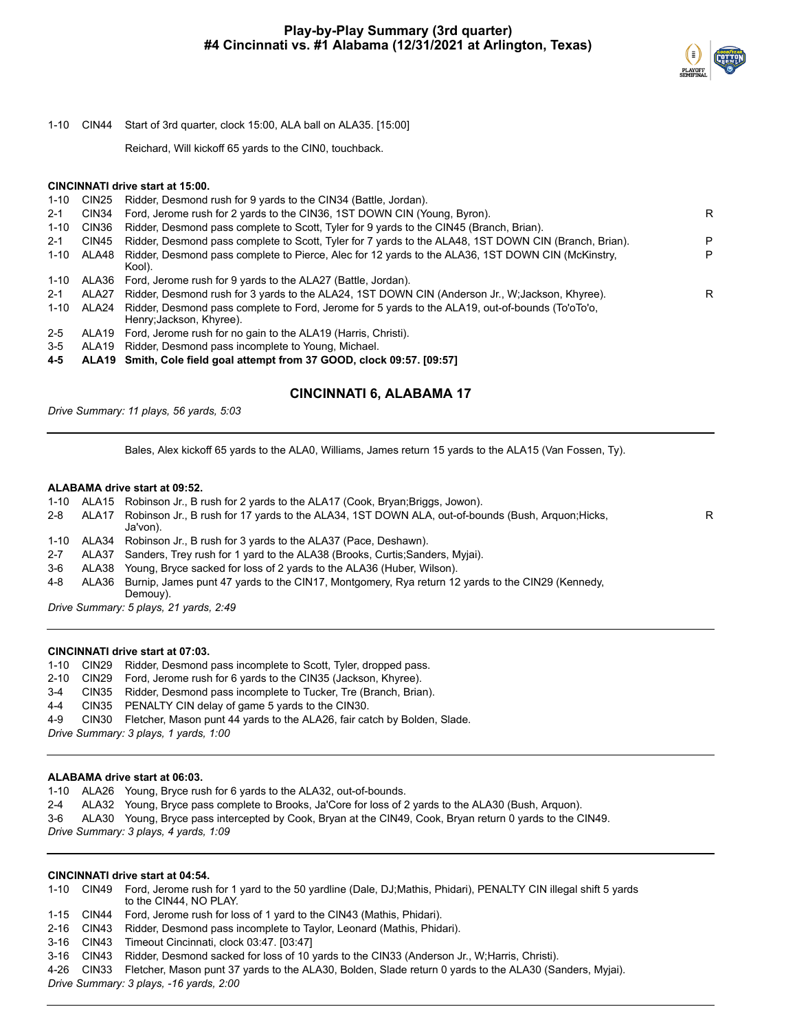# Play-by-Play Summary (3rd quarter)
## #4 Cincinnati vs. #1 Alabama (12/31/2021 at Arlington, Texas)

| | | | |
|---|---|---|---|
| 1-10 | CIN44 | Start of 3rd quarter, clock 15:00, ALA ball on ALA35. [15:00] | |
| | | Reichard, Will kickoff 65 yards to the CIN0, touchback. | |

**CINCINNATI drive start at 15:00.**

| | | | |
|---|---|---|---|
| 1-10 | CIN25 | Ridder, Desmond rush for 9 yards to the CIN34 (Battle, Jordan). | |
| 2-1 | CIN34 | Ford, Jerome rush for 2 yards to the CIN36, 1ST DOWN CIN (Young, Byron). | R |
| 1-10 | CIN36 | Ridder, Desmond pass complete to Scott, Tyler for 9 yards to the CIN45 (Branch, Brian). | |
| 2-1 | CIN45 | Ridder, Desmond pass complete to Scott, Tyler for 7 yards to the ALA48, 1ST DOWN CIN (Branch, Brian). | P |
| 1-10 | ALA48 | Ridder, Desmond pass complete to Pierce, Alec for 12 yards to the ALA36, 1ST DOWN CIN (McKinstry, Kool). | P |
| 1-10 | ALA36 | Ford, Jerome rush for 9 yards to the ALA27 (Battle, Jordan). | |
| 2-1 | ALA27 | Ridder, Desmond rush for 3 yards to the ALA24, 1ST DOWN CIN (Anderson Jr., W;Jackson, Khyree). | R |
| 1-10 | ALA24 | Ridder, Desmond pass complete to Ford, Jerome for 5 yards to the ALA19, out-of-bounds (To'oTo'o, Henry;Jackson, Khyree). | |
| 2-5 | ALA19 | Ford, Jerome rush for no gain to the ALA19 (Harris, Christi). | |
| 3-5 | ALA19 | Ridder, Desmond pass incomplete to Young, Michael. | |
| **4-5** | **ALA19** | **Smith, Cole field goal attempt from 37 GOOD, clock 09:57. [09:57]** | |

### CINCINNATI 6, ALABAMA 17

*Drive Summary: 11 plays, 56 yards, 5:03*

Bales, Alex kickoff 65 yards to the ALA0, Williams, James return 15 yards to the ALA15 (Van Fossen, Ty).

**ALABAMA drive start at 09:52.**

| | | | |
|---|---|---|---|
| 1-10 | ALA15 | Robinson Jr., B rush for 2 yards to the ALA17 (Cook, Bryan;Briggs, Jowon). | |
| 2-8 | ALA17 | Robinson Jr., B rush for 17 yards to the ALA34, 1ST DOWN ALA, out-of-bounds (Bush, Arquon;Hicks, Ja'von). | R |
| 1-10 | ALA34 | Robinson Jr., B rush for 3 yards to the ALA37 (Pace, Deshawn). | |
| 2-7 | ALA37 | Sanders, Trey rush for 1 yard to the ALA38 (Brooks, Curtis;Sanders, Myjai). | |
| 3-6 | ALA38 | Young, Bryce sacked for loss of 2 yards to the ALA36 (Huber, Wilson). | |
| 4-8 | ALA36 | Burnip, James punt 47 yards to the CIN17, Montgomery, Rya return 12 yards to the CIN29 (Kennedy, Demouy). | |

*Drive Summary: 5 plays, 21 yards, 2:49*

**CINCINNATI drive start at 07:03.**

| | | |
|---|---|---|
| 1-10 | CIN29 | Ridder, Desmond pass incomplete to Scott, Tyler, dropped pass. |
| 2-10 | CIN29 | Ford, Jerome rush for 6 yards to the CIN35 (Jackson, Khyree). |
| 3-4 | CIN35 | Ridder, Desmond pass incomplete to Tucker, Tre (Branch, Brian). |
| 4-4 | CIN35 | PENALTY CIN delay of game 5 yards to the CIN30. |
| 4-9 | CIN30 | Fletcher, Mason punt 44 yards to the ALA26, fair catch by Bolden, Slade. |

*Drive Summary: 3 plays, 1 yards, 1:00*

**ALABAMA drive start at 06:03.**

| | | |
|---|---|---|
| 1-10 | ALA26 | Young, Bryce rush for 6 yards to the ALA32, out-of-bounds. |
| 2-4 | ALA32 | Young, Bryce pass complete to Brooks, Ja'Core for loss of 2 yards to the ALA30 (Bush, Arquon). |
| 3-6 | ALA30 | Young, Bryce pass intercepted by Cook, Bryan at the CIN49, Cook, Bryan return 0 yards to the CIN49. |

*Drive Summary: 3 plays, 4 yards, 1:09*

**CINCINNATI drive start at 04:54.**

| | | |
|---|---|---|
| 1-10 | CIN49 | Ford, Jerome rush for 1 yard to the 50 yardline (Dale, DJ;Mathis, Phidari), PENALTY CIN illegal shift 5 yards to the CIN44, NO PLAY. |
| 1-15 | CIN44 | Ford, Jerome rush for loss of 1 yard to the CIN43 (Mathis, Phidari). |
| 2-16 | CIN43 | Ridder, Desmond pass incomplete to Taylor, Leonard (Mathis, Phidari). |
| 3-16 | CIN43 | Timeout Cincinnati, clock 03:47. [03:47] |
| 3-16 | CIN43 | Ridder, Desmond sacked for loss of 10 yards to the CIN33 (Anderson Jr., W;Harris, Christi). |
| 4-26 | CIN33 | Fletcher, Mason punt 37 yards to the ALA30, Bolden, Slade return 0 yards to the ALA30 (Sanders, Myjai). |

*Drive Summary: 3 plays, -16 yards, 2:00*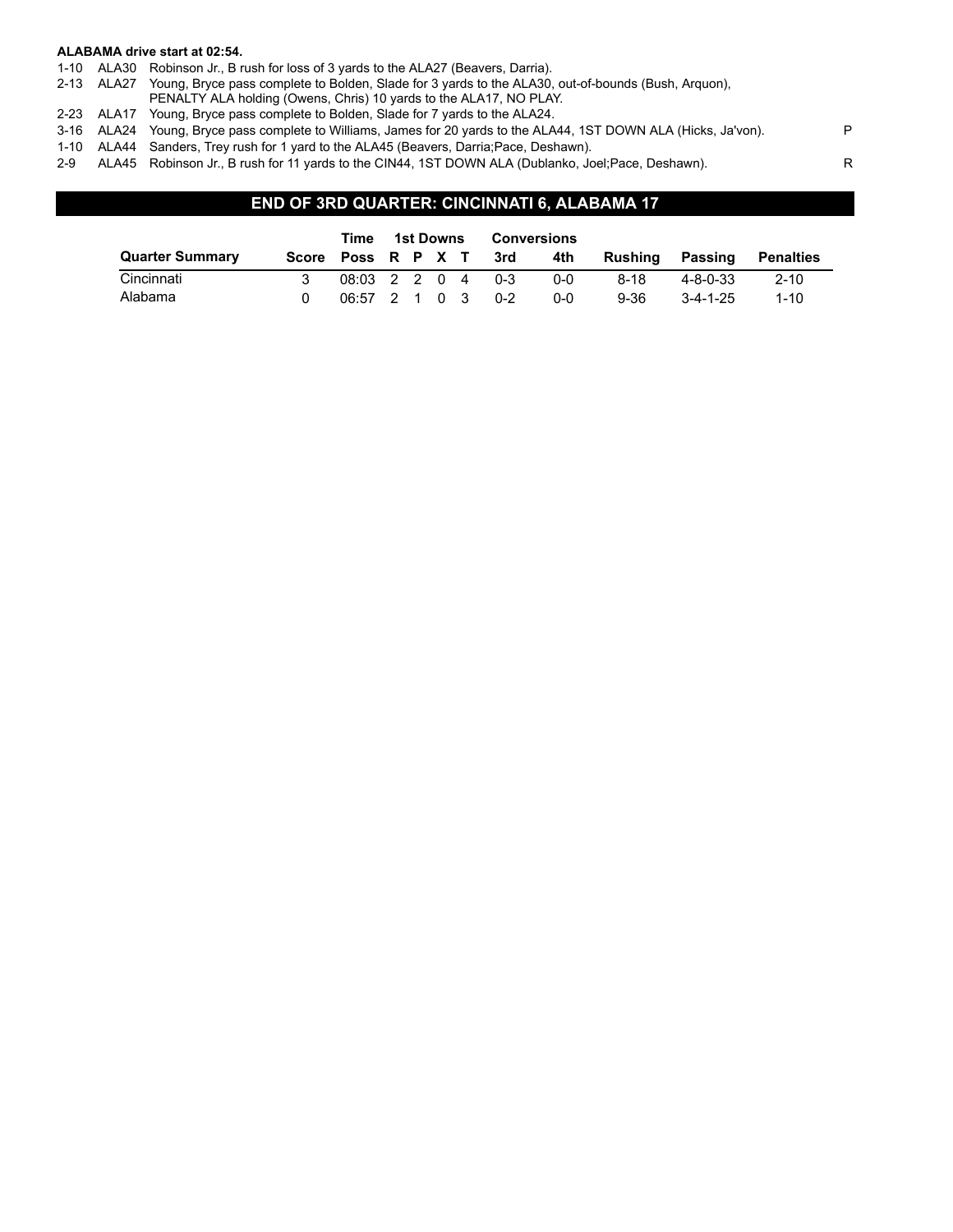**ALABAMA drive start at 02:54.**

| | | | |
|---|---|---|---|
| 1-10 | ALA30 | Robinson Jr., B rush for loss of 3 yards to the ALA27 (Beavers, Darria). | |
| 2-13 | ALA27 | Young, Bryce pass complete to Bolden, Slade for 3 yards to the ALA30, out-of-bounds (Bush, Arquon), PENALTY ALA holding (Owens, Chris) 10 yards to the ALA17, NO PLAY. | |
| 2-23 | ALA17 | Young, Bryce pass complete to Bolden, Slade for 7 yards to the ALA24. | |
| 3-16 | ALA24 | Young, Bryce pass complete to Williams, James for 20 yards to the ALA44, 1ST DOWN ALA (Hicks, Ja'von). | P |
| 1-10 | ALA44 | Sanders, Trey rush for 1 yard to the ALA45 (Beavers, Darria;Pace, Deshawn). | |
| 2-9 | ALA45 | Robinson Jr., B rush for 11 yards to the CIN44, 1ST DOWN ALA (Dublanko, Joel;Pace, Deshawn). | R |

## END OF 3RD QUARTER: CINCINNATI 6, ALABAMA 17

| Quarter Summary | Score | Time Poss | 1st Downs R | P | X | T | Conversions 3rd | 4th | Rushing | Passing | Penalties |
|---|---|---|---|---|---|---|---|---|---|---|---|
| Cincinnati | 3 | 08:03 | 2 | 2 | 0 | 4 | 0-3 | 0-0 | 8-18 | 4-8-0-33 | 2-10 |
| Alabama | 0 | 06:57 | 2 | 1 | 0 | 3 | 0-2 | 0-0 | 9-36 | 3-4-1-25 | 1-10 |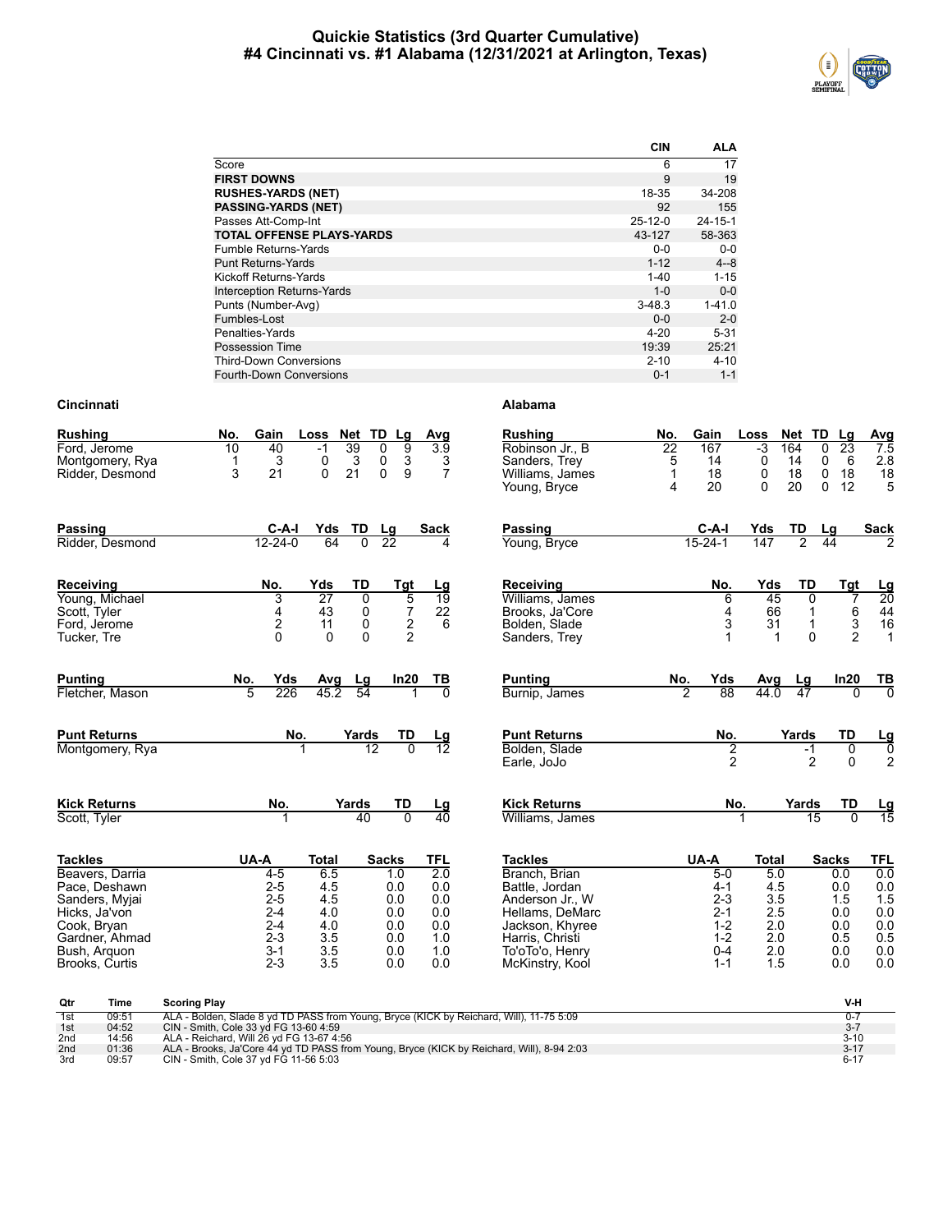# Quickie Statistics (3rd Quarter Cumulative)
## #4 Cincinnati vs. #1 Alabama (12/31/2021 at Arlington, Texas)

| | CIN | ALA |
|---|---|---|
| Score | 6 | 17 |
| **FIRST DOWNS** | 9 | 19 |
| **RUSHES-YARDS (NET)** | 18-35 | 34-208 |
| **PASSING-YARDS (NET)** | 92 | 155 |
| Passes Att-Comp-Int | 25-12-0 | 24-15-1 |
| **TOTAL OFFENSE PLAYS-YARDS** | 43-127 | 58-363 |
| Fumble Returns-Yards | 0-0 | 0-0 |
| Punt Returns-Yards | 1-12 | 4--8 |
| Kickoff Returns-Yards | 1-40 | 1-15 |
| Interception Returns-Yards | 1-0 | 0-0 |
| Punts (Number-Avg) | 3-48.3 | 1-41.0 |
| Fumbles-Lost | 0-0 | 2-0 |
| Penalties-Yards | 4-20 | 5-31 |
| Possession Time | 19:39 | 25:21 |
| Third-Down Conversions | 2-10 | 4-10 |
| Fourth-Down Conversions | 0-1 | 1-1 |

### Cincinnati

| Rushing | No. | Gain | Loss | Net | TD | Lg | Avg |
|---|---|---|---|---|---|---|---|
| Ford, Jerome | 10 | 40 | -1 | 39 | 0 | 9 | 3.9 |
| Montgomery, Rya | 1 | 3 | 0 | 3 | 0 | 3 | 3 |
| Ridder, Desmond | 3 | 21 | 0 | 21 | 0 | 9 | 7 |

| Passing | C-A-I | Yds | TD | Lg | Sack |
|---|---|---|---|---|---|
| Ridder, Desmond | 12-24-0 | 64 | 0 | 22 | 4 |

| Receiving | No. | Yds | TD | Tgt | Lg |
|---|---|---|---|---|---|
| Young, Michael | 3 | 27 | 0 | 5 | 19 |
| Scott, Tyler | 4 | 43 | 0 | 7 | 22 |
| Ford, Jerome | 2 | 11 | 0 | 2 | 6 |
| Tucker, Tre | 0 | 0 | 0 | 2 | |

| Punting | No. | Yds | Avg | Lg | In20 | TB |
|---|---|---|---|---|---|---|
| Fletcher, Mason | 5 | 226 | 45.2 | 54 | 1 | 0 |

| Punt Returns | No. | Yards | TD | Lg |
|---|---|---|---|---|
| Montgomery, Rya | 1 | 12 | 0 | 12 |

| Kick Returns | No. | Yards | TD | Lg |
|---|---|---|---|---|
| Scott, Tyler | 1 | 40 | 0 | 40 |

| Tackles | UA-A | Total | Sacks | TFL |
|---|---|---|---|---|
| Beavers, Darria | 4-5 | 6.5 | 1.0 | 2.0 |
| Pace, Deshawn | 2-5 | 4.5 | 0.0 | 0.0 |
| Sanders, Myjai | 2-5 | 4.5 | 0.0 | 0.0 |
| Hicks, Ja'von | 2-4 | 4.0 | 0.0 | 0.0 |
| Cook, Bryan | 2-4 | 4.0 | 0.0 | 0.0 |
| Gardner, Ahmad | 2-3 | 3.5 | 0.0 | 1.0 |
| Bush, Arquon | 3-1 | 3.5 | 0.0 | 1.0 |
| Brooks, Curtis | 2-3 | 3.5 | 0.0 | 0.0 |

### Alabama

| Rushing | No. | Gain | Loss | Net | TD | Lg | Avg |
|---|---|---|---|---|---|---|---|
| Robinson Jr., B | 22 | 167 | -3 | 164 | 0 | 23 | 7.5 |
| Sanders, Trey | 5 | 14 | 0 | 14 | 0 | 6 | 2.8 |
| Williams, James | 1 | 18 | 0 | 18 | 0 | 18 | 18 |
| Young, Bryce | 4 | 20 | 0 | 20 | 0 | 12 | 5 |

| Passing | C-A-I | Yds | TD | Lg | Sack |
|---|---|---|---|---|---|
| Young, Bryce | 15-24-1 | 147 | 2 | 44 | 2 |

| Receiving | No. | Yds | TD | Tgt | Lg |
|---|---|---|---|---|---|
| Williams, James | 6 | 45 | 0 | 7 | 20 |
| Brooks, Ja'Core | 4 | 66 | 1 | 6 | 44 |
| Bolden, Slade | 3 | 31 | 1 | 3 | 16 |
| Sanders, Trey | 1 | 1 | 0 | 2 | 1 |

| Punting | No. | Yds | Avg | Lg | In20 | TB |
|---|---|---|---|---|---|---|
| Burnip, James | 2 | 88 | 44.0 | 47 | 0 | 0 |

| Punt Returns | No. | Yards | TD | Lg |
|---|---|---|---|---|
| Bolden, Slade | 2 | -1 | 0 | 0 |
| Earle, JoJo | 2 | 2 | 0 | 2 |

| Kick Returns | No. | Yards | TD | Lg |
|---|---|---|---|---|
| Williams, James | 1 | 15 | 0 | 15 |

| Tackles | UA-A | Total | Sacks | TFL |
|---|---|---|---|---|
| Branch, Brian | 5-0 | 5.0 | 0.0 | 0.0 |
| Battle, Jordan | 4-1 | 4.5 | 0.0 | 0.0 |
| Anderson Jr., W | 2-3 | 3.5 | 1.5 | 1.5 |
| Hellams, DeMarc | 2-1 | 2.5 | 0.0 | 0.0 |
| Jackson, Khyree | 1-2 | 2.0 | 0.0 | 0.0 |
| Harris, Christi | 1-2 | 2.0 | 0.5 | 0.5 |
| To'oTo'o, Henry | 0-4 | 2.0 | 0.0 | 0.0 |
| McKinstry, Kool | 1-1 | 1.5 | 0.0 | 0.0 |

| Qtr | Time | Scoring Play | V-H |
|---|---|---|---|
| 1st | 09:51 | ALA - Bolden, Slade 8 yd TD PASS from Young, Bryce (KICK by Reichard, Will), 11-75 5:09 | 0-7 |
| 1st | 04:52 | CIN - Smith, Cole 33 yd FG 13-60 4:59 | 3-7 |
| 2nd | 14:56 | ALA - Reichard, Will 26 yd FG 13-67 4:56 | 3-10 |
| 2nd | 01:36 | ALA - Brooks, Ja'Core 44 yd TD PASS from Young, Bryce (KICK by Reichard, Will), 8-94 2:03 | 3-17 |
| 3rd | 09:57 | CIN - Smith, Cole 37 yd FG 11-56 5:03 | 6-17 |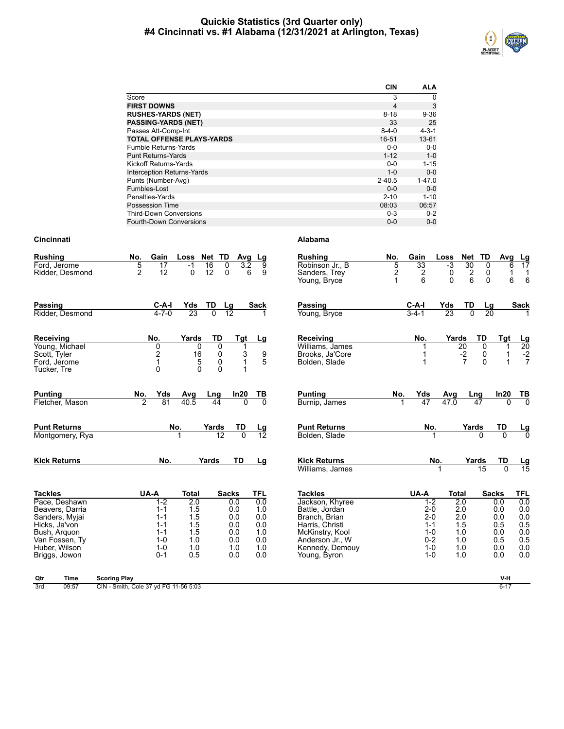# Quickie Statistics (3rd Quarter only)
## #4 Cincinnati vs. #1 Alabama (12/31/2021 at Arlington, Texas)

| | CIN | ALA |
|---|---|---|
| Score | 3 | 0 |
| **FIRST DOWNS** | 4 | 3 |
| **RUSHES-YARDS (NET)** | 8-18 | 9-36 |
| **PASSING-YARDS (NET)** | 33 | 25 |
| Passes Att-Comp-Int | 8-4-0 | 4-3-1 |
| **TOTAL OFFENSE PLAYS-YARDS** | 16-51 | 13-61 |
| Fumble Returns-Yards | 0-0 | 0-0 |
| Punt Returns-Yards | 1-12 | 1-0 |
| Kickoff Returns-Yards | 0-0 | 1-15 |
| Interception Returns-Yards | 1-0 | 0-0 |
| Punts (Number-Avg) | 2-40.5 | 1-47.0 |
| Fumbles-Lost | 0-0 | 0-0 |
| Penalties-Yards | 2-10 | 1-10 |
| Possession Time | 08:03 | 06:57 |
| Third-Down Conversions | 0-3 | 0-2 |
| Fourth-Down Conversions | 0-0 | 0-0 |

## Cincinnati

| Rushing | No. | Gain | Loss | Net | TD | Avg | Lg |
|---|---|---|---|---|---|---|---|
| Ford, Jerome | 5 | 17 | -1 | 16 | 0 | 3.2 | 9 |
| Ridder, Desmond | 2 | 12 | 0 | 12 | 0 | 6 | 9 |

| Passing | C-A-I | Yds | TD | Lg | Sack |
|---|---|---|---|---|---|
| Ridder, Desmond | 4-7-0 | 23 | 0 | 12 | 1 |

| Receiving | No. | Yards | TD | Tgt | Lg |
|---|---|---|---|---|---|
| Young, Michael | 0 | 0 | 0 | 1 | |
| Scott, Tyler | 2 | 16 | 0 | 3 | 9 |
| Ford, Jerome | 1 | 5 | 0 | 1 | 5 |
| Tucker, Tre | 0 | 0 | 0 | 1 | |

| Punting | No. | Yds | Avg | Lng | In20 | TB |
|---|---|---|---|---|---|---|
| Fletcher, Mason | 2 | 81 | 40.5 | 44 | 0 | 0 |

| Punt Returns | No. | Yards | TD | Lg |
|---|---|---|---|---|
| Montgomery, Rya | 1 | 12 | 0 | 12 |

| Kick Returns | No. | Yards | TD | Lg |
|---|---|---|---|---|

| Tackles | UA-A | Total | Sacks | TFL |
|---|---|---|---|---|
| Pace, Deshawn | 1-2 | 2.0 | 0.0 | 0.0 |
| Beavers, Darria | 1-1 | 1.5 | 0.0 | 1.0 |
| Sanders, Myjai | 1-1 | 1.5 | 0.0 | 0.0 |
| Hicks, Ja'von | 1-1 | 1.5 | 0.0 | 0.0 |
| Bush, Arquon | 1-1 | 1.5 | 0.0 | 1.0 |
| Van Fossen, Ty | 1-0 | 1.0 | 0.0 | 0.0 |
| Huber, Wilson | 1-0 | 1.0 | 1.0 | 1.0 |
| Briggs, Jowon | 0-1 | 0.5 | 0.0 | 0.0 |

## Alabama

| Rushing | No. | Gain | Loss | Net | TD | Avg | Lg |
|---|---|---|---|---|---|---|---|
| Robinson Jr., B | 5 | 33 | -3 | 30 | 0 | 6 | 17 |
| Sanders, Trey | 2 | 2 | 0 | 2 | 0 | 1 | 1 |
| Young, Bryce | 1 | 6 | 0 | 6 | 0 | 6 | 6 |

| Passing | C-A-I | Yds | TD | Lg | Sack |
|---|---|---|---|---|---|
| Young, Bryce | 3-4-1 | 23 | 0 | 20 | 1 |

| Receiving | No. | Yards | TD | Tgt | Lg |
|---|---|---|---|---|---|
| Williams, James | 1 | 20 | 0 | 1 | 20 |
| Brooks, Ja'Core | 1 | -2 | 0 | 1 | -2 |
| Bolden, Slade | 1 | 7 | 0 | 1 | 7 |

| Punting | No. | Yds | Avg | Lng | In20 | TB |
|---|---|---|---|---|---|---|
| Burnip, James | 1 | 47 | 47.0 | 47 | 0 | 0 |

| Punt Returns | No. | Yards | TD | Lg |
|---|---|---|---|---|
| Bolden, Slade | 1 | 0 | 0 | 0 |

| Kick Returns | No. | Yards | TD | Lg |
|---|---|---|---|---|
| Williams, James | 1 | 15 | 0 | 15 |

| Tackles | UA-A | Total | Sacks | TFL |
|---|---|---|---|---|
| Jackson, Khyree | 1-2 | 2.0 | 0.0 | 0.0 |
| Battle, Jordan | 2-0 | 2.0 | 0.0 | 0.0 |
| Branch, Brian | 2-0 | 2.0 | 0.0 | 0.0 |
| Harris, Christi | 1-1 | 1.5 | 0.5 | 0.5 |
| McKinstry, Kool | 1-0 | 1.0 | 0.0 | 0.0 |
| Anderson Jr., W | 0-2 | 1.0 | 0.5 | 0.5 |
| Kennedy, Demouy | 1-0 | 1.0 | 0.0 | 0.0 |
| Young, Byron | 1-0 | 1.0 | 0.0 | 0.0 |

| Qtr | Time | Scoring Play | V-H |
|---|---|---|---|
| 3rd | 09:57 | CIN - Smith, Cole 37 yd FG 11-56 5:03 | 6-17 |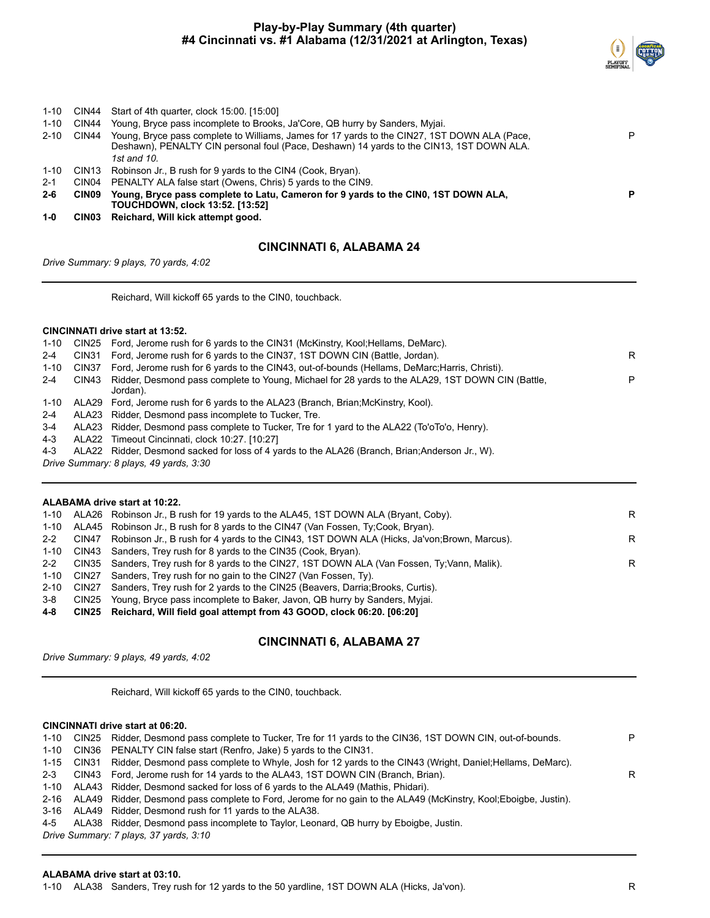# Play-by-Play Summary (4th quarter)
## #4 Cincinnati vs. #1 Alabama (12/31/2021 at Arlington, Texas)

| Down | Spot | Play | |
|---|---|---|---|
| 1-10 | CIN44 | Start of 4th quarter, clock 15:00. [15:00] | |
| 1-10 | CIN44 | Young, Bryce pass incomplete to Brooks, Ja'Core, QB hurry by Sanders, Myjai. | |
| 2-10 | CIN44 | Young, Bryce pass complete to Williams, James for 17 yards to the CIN27, 1ST DOWN ALA (Pace, Deshawn), PENALTY CIN personal foul (Pace, Deshawn) 14 yards to the CIN13, 1ST DOWN ALA. *1st and 10.* | P |
| 1-10 | CIN13 | Robinson Jr., B rush for 9 yards to the CIN4 (Cook, Bryan). | |
| 2-1 | CIN04 | PENALTY ALA false start (Owens, Chris) 5 yards to the CIN9. | |
| **2-6** | **CIN09** | **Young, Bryce pass complete to Latu, Cameron for 9 yards to the CIN0, 1ST DOWN ALA, TOUCHDOWN, clock 13:52. [13:52]** | **P** |
| **1-0** | **CIN03** | **Reichard, Will kick attempt good.** | |

### CINCINNATI 6, ALABAMA 24

*Drive Summary: 9 plays, 70 yards, 4:02*

Reichard, Will kickoff 65 yards to the CIN0, touchback.

**CINCINNATI drive start at 13:52.**

| Down | Spot | Play | |
|---|---|---|---|
| 1-10 | CIN25 | Ford, Jerome rush for 6 yards to the CIN31 (McKinstry, Kool;Hellams, DeMarc). | |
| 2-4 | CIN31 | Ford, Jerome rush for 6 yards to the CIN37, 1ST DOWN CIN (Battle, Jordan). | R |
| 1-10 | CIN37 | Ford, Jerome rush for 6 yards to the CIN43, out-of-bounds (Hellams, DeMarc;Harris, Christi). | |
| 2-4 | CIN43 | Ridder, Desmond pass complete to Young, Michael for 28 yards to the ALA29, 1ST DOWN CIN (Battle, Jordan). | P |
| 1-10 | ALA29 | Ford, Jerome rush for 6 yards to the ALA23 (Branch, Brian;McKinstry, Kool). | |
| 2-4 | ALA23 | Ridder, Desmond pass incomplete to Tucker, Tre. | |
| 3-4 | ALA23 | Ridder, Desmond pass complete to Tucker, Tre for 1 yard to the ALA22 (To'oTo'o, Henry). | |
| 4-3 | ALA22 | Timeout Cincinnati, clock 10:27. [10:27] | |
| 4-3 | ALA22 | Ridder, Desmond sacked for loss of 4 yards to the ALA26 (Branch, Brian;Anderson Jr., W). | |

*Drive Summary: 8 plays, 49 yards, 3:30*

**ALABAMA drive start at 10:22.**

| Down | Spot | Play | |
|---|---|---|---|
| 1-10 | ALA26 | Robinson Jr., B rush for 19 yards to the ALA45, 1ST DOWN ALA (Bryant, Coby). | R |
| 1-10 | ALA45 | Robinson Jr., B rush for 8 yards to the CIN47 (Van Fossen, Ty;Cook, Bryan). | |
| 2-2 | CIN47 | Robinson Jr., B rush for 4 yards to the CIN43, 1ST DOWN ALA (Hicks, Ja'von;Brown, Marcus). | R |
| 1-10 | CIN43 | Sanders, Trey rush for 8 yards to the CIN35 (Cook, Bryan). | |
| 2-2 | CIN35 | Sanders, Trey rush for 8 yards to the CIN27, 1ST DOWN ALA (Van Fossen, Ty;Vann, Malik). | R |
| 1-10 | CIN27 | Sanders, Trey rush for no gain to the CIN27 (Van Fossen, Ty). | |
| 2-10 | CIN27 | Sanders, Trey rush for 2 yards to the CIN25 (Beavers, Darria;Brooks, Curtis). | |
| 3-8 | CIN25 | Young, Bryce pass incomplete to Baker, Javon, QB hurry by Sanders, Myjai. | |
| **4-8** | **CIN25** | **Reichard, Will field goal attempt from 43 GOOD, clock 06:20. [06:20]** | |

### CINCINNATI 6, ALABAMA 27

*Drive Summary: 9 plays, 49 yards, 4:02*

Reichard, Will kickoff 65 yards to the CIN0, touchback.

**CINCINNATI drive start at 06:20.**

| Down | Spot | Play | |
|---|---|---|---|
| 1-10 | CIN25 | Ridder, Desmond pass complete to Tucker, Tre for 11 yards to the CIN36, 1ST DOWN CIN, out-of-bounds. | P |
| 1-10 | CIN36 | PENALTY CIN false start (Renfro, Jake) 5 yards to the CIN31. | |
| 1-15 | CIN31 | Ridder, Desmond pass complete to Whyle, Josh for 12 yards to the CIN43 (Wright, Daniel;Hellams, DeMarc). | |
| 2-3 | CIN43 | Ford, Jerome rush for 14 yards to the ALA43, 1ST DOWN CIN (Branch, Brian). | R |
| 1-10 | ALA43 | Ridder, Desmond sacked for loss of 6 yards to the ALA49 (Mathis, Phidari). | |
| 2-16 | ALA49 | Ridder, Desmond pass complete to Ford, Jerome for no gain to the ALA49 (McKinstry, Kool;Eboigbe, Justin). | |
| 3-16 | ALA49 | Ridder, Desmond rush for 11 yards to the ALA38. | |
| 4-5 | ALA38 | Ridder, Desmond pass incomplete to Taylor, Leonard, QB hurry by Eboigbe, Justin. | |

*Drive Summary: 7 plays, 37 yards, 3:10*

**ALABAMA drive start at 03:10.**

| Down | Spot | Play | |
|---|---|---|---|
| 1-10 | ALA38 | Sanders, Trey rush for 12 yards to the 50 yardline, 1ST DOWN ALA (Hicks, Ja'von). | R |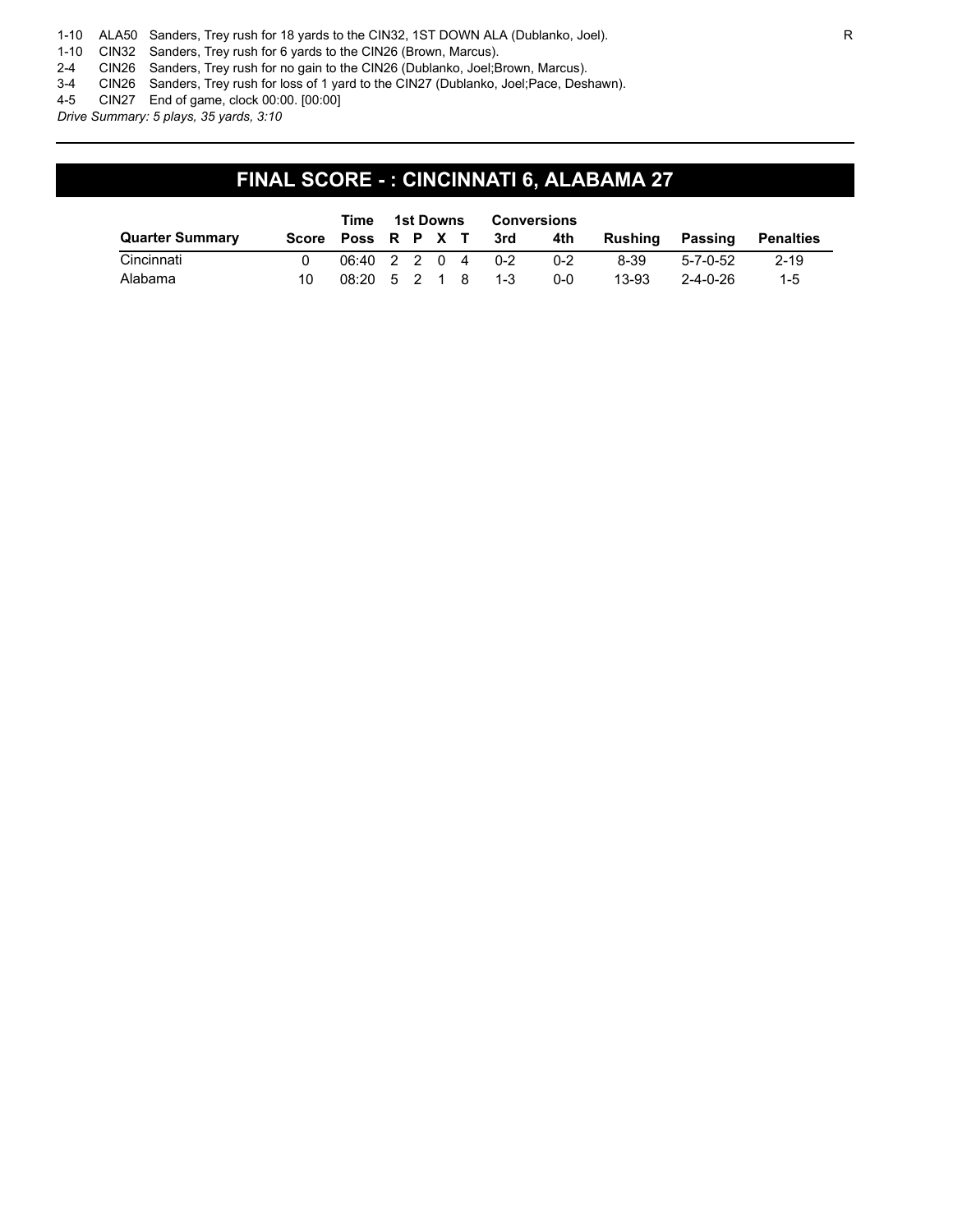| | | | |
|---|---|---|---|
| 1-10 | ALA50 | Sanders, Trey rush for 18 yards to the CIN32, 1ST DOWN ALA (Dublanko, Joel). | R |
| 1-10 | CIN32 | Sanders, Trey rush for 6 yards to the CIN26 (Brown, Marcus). | |
| 2-4 | CIN26 | Sanders, Trey rush for no gain to the CIN26 (Dublanko, Joel;Brown, Marcus). | |
| 3-4 | CIN26 | Sanders, Trey rush for loss of 1 yard to the CIN27 (Dublanko, Joel;Pace, Deshawn). | |
| 4-5 | CIN27 | End of game, clock 00:00. [00:00] | |

*Drive Summary: 5 plays, 35 yards, 3:10*

## FINAL SCORE - : CINCINNATI 6, ALABAMA 27

| | | Time | 1st Downs | | | | Conversions | | | | |
|---|---|---|---|---|---|---|---|---|---|---|---|
| **Quarter Summary** | **Score** | **Poss** | **R** | **P** | **X** | **T** | **3rd** | **4th** | **Rushing** | **Passing** | **Penalties** |
| Cincinnati | 0 | 06:40 | 2 | 2 | 0 | 4 | 0-2 | 0-2 | 8-39 | 5-7-0-52 | 2-19 |
| Alabama | 10 | 08:20 | 5 | 2 | 1 | 8 | 1-3 | 0-0 | 13-93 | 2-4-0-26 | 1-5 |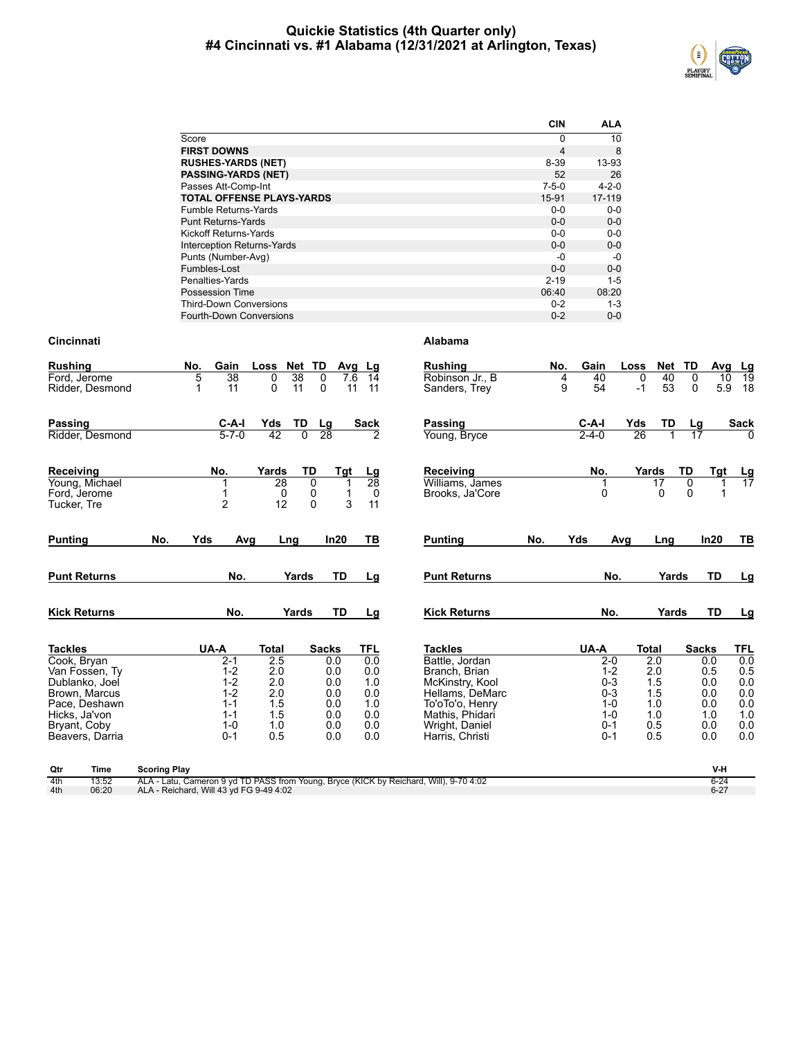# Quickie Statistics (4th Quarter only)
## #4 Cincinnati vs. #1 Alabama (12/31/2021 at Arlington, Texas)

| | CIN | ALA |
|---|---|---|
| Score | 0 | 10 |
| **FIRST DOWNS** | 4 | 8 |
| **RUSHES-YARDS (NET)** | 8-39 | 13-93 |
| **PASSING-YARDS (NET)** | 52 | 26 |
| Passes Att-Comp-Int | 7-5-0 | 4-2-0 |
| **TOTAL OFFENSE PLAYS-YARDS** | 15-91 | 17-119 |
| Fumble Returns-Yards | 0-0 | 0-0 |
| Punt Returns-Yards | 0-0 | 0-0 |
| Kickoff Returns-Yards | 0-0 | 0-0 |
| Interception Returns-Yards | 0-0 | 0-0 |
| Punts (Number-Avg) | -0 | -0 |
| Fumbles-Lost | 0-0 | 0-0 |
| Penalties-Yards | 2-19 | 1-5 |
| Possession Time | 06:40 | 08:20 |
| Third-Down Conversions | 0-2 | 1-3 |
| Fourth-Down Conversions | 0-2 | 0-0 |

### Cincinnati

| Rushing | No. | Gain | Loss | Net | TD | Avg | Lg |
|---|---|---|---|---|---|---|---|
| Ford, Jerome | 5 | 38 | 0 | 38 | 0 | 7.6 | 14 |
| Ridder, Desmond | 1 | 11 | 0 | 11 | 0 | 11 | 11 |

| Passing | C-A-I | Yds | TD | Lg | Sack |
|---|---|---|---|---|---|
| Ridder, Desmond | 5-7-0 | 42 | 0 | 28 | 2 |

| Receiving | No. | Yards | TD | Tgt | Lg |
|---|---|---|---|---|---|
| Young, Michael | 1 | 28 | 0 | 1 | 28 |
| Ford, Jerome | 1 | 0 | 0 | 1 | 0 |
| Tucker, Tre | 2 | 12 | 0 | 3 | 11 |

| Punting | No. | Yds | Avg | Lng | In20 | TB |
|---|---|---|---|---|---|---|

| Punt Returns | No. | Yards | TD | Lg |
|---|---|---|---|---|

| Kick Returns | No. | Yards | TD | Lg |
|---|---|---|---|---|

| Tackles | UA-A | Total | Sacks | TFL |
|---|---|---|---|---|
| Cook, Bryan | 2-1 | 2.5 | 0.0 | 0.0 |
| Van Fossen, Ty | 1-2 | 2.0 | 0.0 | 0.0 |
| Dublanko, Joel | 1-2 | 2.0 | 0.0 | 1.0 |
| Brown, Marcus | 1-2 | 2.0 | 0.0 | 0.0 |
| Pace, Deshawn | 1-1 | 1.5 | 0.0 | 1.0 |
| Hicks, Ja'von | 1-1 | 1.5 | 0.0 | 0.0 |
| Bryant, Coby | 1-0 | 1.0 | 0.0 | 0.0 |
| Beavers, Darria | 0-1 | 0.5 | 0.0 | 0.0 |

### Alabama

| Rushing | No. | Gain | Loss | Net | TD | Avg | Lg |
|---|---|---|---|---|---|---|---|
| Robinson Jr., B | 4 | 40 | 0 | 40 | 0 | 10 | 19 |
| Sanders, Trey | 9 | 54 | -1 | 53 | 0 | 5.9 | 18 |

| Passing | C-A-I | Yds | TD | Lg | Sack |
|---|---|---|---|---|---|
| Young, Bryce | 2-4-0 | 26 | 1 | 17 | 0 |

| Receiving | No. | Yards | TD | Tgt | Lg |
|---|---|---|---|---|---|
| Williams, James | 1 | 17 | 0 | 1 | 17 |
| Brooks, Ja'Core | 0 | 0 | 0 | 1 | |

| Punting | No. | Yds | Avg | Lng | In20 | TB |
|---|---|---|---|---|---|---|

| Punt Returns | No. | Yards | TD | Lg |
|---|---|---|---|---|

| Kick Returns | No. | Yards | TD | Lg |
|---|---|---|---|---|

| Tackles | UA-A | Total | Sacks | TFL |
|---|---|---|---|---|
| Battle, Jordan | 2-0 | 2.0 | 0.0 | 0.0 |
| Branch, Brian | 1-2 | 2.0 | 0.5 | 0.5 |
| McKinstry, Kool | 0-3 | 1.5 | 0.0 | 0.0 |
| Hellams, DeMarc | 0-3 | 1.5 | 0.0 | 0.0 |
| To'oTo'o, Henry | 1-0 | 1.0 | 0.0 | 0.0 |
| Mathis, Phidarian | 1-0 | 1.0 | 1.0 | 1.0 |
| Wright, Daniel | 0-1 | 0.5 | 0.0 | 0.0 |
| Harris, Christi | 0-1 | 0.5 | 0.0 | 0.0 |

| Qtr | Time | Scoring Play | V-H |
|---|---|---|---|
| 4th | 13:52 | ALA - Latu, Cameron 9 yd TD PASS from Young, Bryce (KICK by Reichard, Will), 9-70 4:02 | 6-24 |
| 4th | 06:20 | ALA - Reichard, Will 43 yd FG 9-49 4:02 | 6-27 |